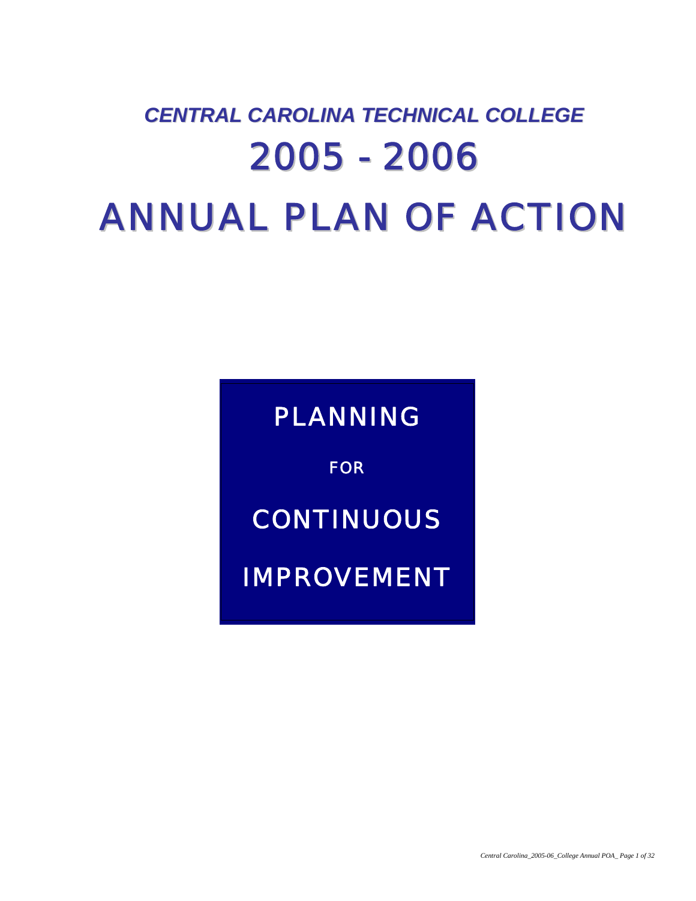# *CENTRAL CAROLINA TECHNICAL COLLEGE*

# 2005 - 2006

# ANNUAL PLAN OF ACTION

**PLANNING**

**FOR**

**CONTINUOUS**

**IMPROVEMENT**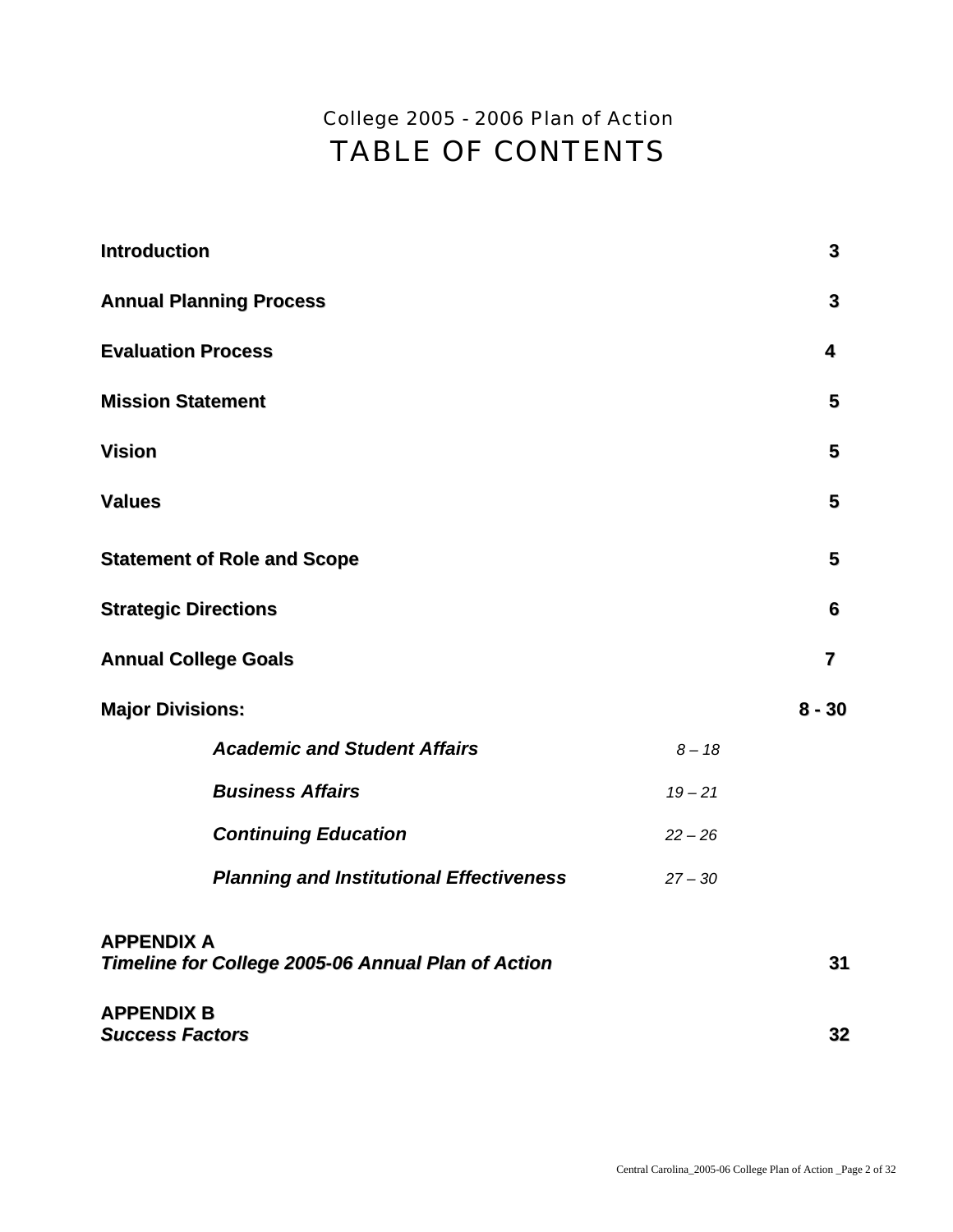College 2005 - 2006 Plan of Action

# TABLE OF CONTENTS

| | | |
|---|---|---|
| **Introduction** | | **3** |
| **Annual Planning Process** | | **3** |
| **Evaluation Process** | | **4** |
| **Mission Statement** | | **5** |
| **Vision** | | **5** |
| **Values** | | **5** |
| **Statement of Role and Scope** | | **5** |
| **Strategic Directions** | | **6** |
| **Annual College Goals** | | **7** |
| **Major Divisions:** | | **8 - 30** |
| ***Academic and Student Affairs*** | *8 – 18* | |
| ***Business Affairs*** | *19 – 21* | |
| ***Continuing Education*** | *22 – 26* | |
| ***Planning and Institutional Effectiveness*** | *27 – 30* | |
| **APPENDIX A** ***Timeline for College 2005-06 Annual Plan of Action*** | | **31** |
| **APPENDIX B** ***Success Factors*** | | **32** |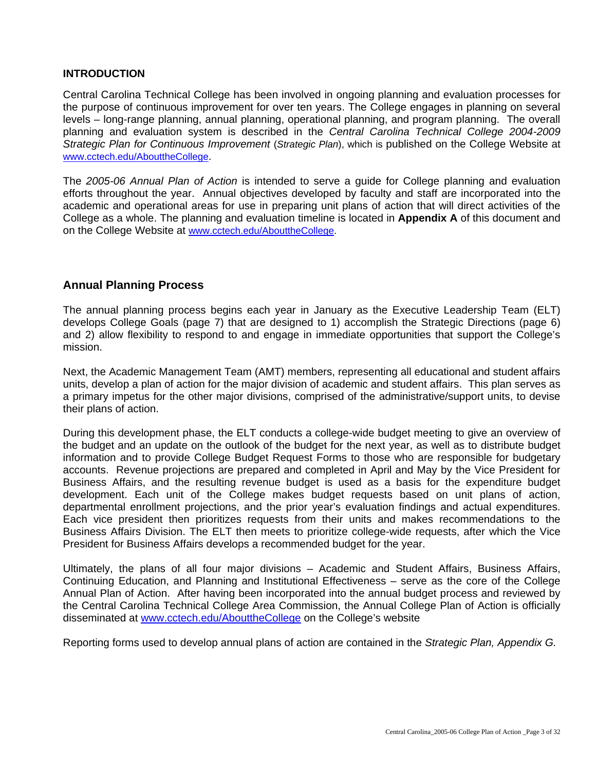## INTRODUCTION

Central Carolina Technical College has been involved in ongoing planning and evaluation processes for the purpose of continuous improvement for over ten years. The College engages in planning on several levels – long-range planning, annual planning, operational planning, and program planning. The overall planning and evaluation system is described in the *Central Carolina Technical College 2004-2009 Strategic Plan for Continuous Improvement* (*Strategic Plan*), which is published on the College Website at www.cctech.edu/AbouttheCollege.

The *2005-06 Annual Plan of Action* is intended to serve a guide for College planning and evaluation efforts throughout the year. Annual objectives developed by faculty and staff are incorporated into the academic and operational areas for use in preparing unit plans of action that will direct activities of the College as a whole. The planning and evaluation timeline is located in **Appendix A** of this document and on the College Website at www.cctech.edu/AbouttheCollege.

## Annual Planning Process

The annual planning process begins each year in January as the Executive Leadership Team (ELT) develops College Goals (page 7) that are designed to 1) accomplish the Strategic Directions (page 6) and 2) allow flexibility to respond to and engage in immediate opportunities that support the College's mission.

Next, the Academic Management Team (AMT) members, representing all educational and student affairs units, develop a plan of action for the major division of academic and student affairs. This plan serves as a primary impetus for the other major divisions, comprised of the administrative/support units, to devise their plans of action.

During this development phase, the ELT conducts a college-wide budget meeting to give an overview of the budget and an update on the outlook of the budget for the next year, as well as to distribute budget information and to provide College Budget Request Forms to those who are responsible for budgetary accounts. Revenue projections are prepared and completed in April and May by the Vice President for Business Affairs, and the resulting revenue budget is used as a basis for the expenditure budget development. Each unit of the College makes budget requests based on unit plans of action, departmental enrollment projections, and the prior year's evaluation findings and actual expenditures. Each vice president then prioritizes requests from their units and makes recommendations to the Business Affairs Division. The ELT then meets to prioritize college-wide requests, after which the Vice President for Business Affairs develops a recommended budget for the year.

Ultimately, the plans of all four major divisions – Academic and Student Affairs, Business Affairs, Continuing Education, and Planning and Institutional Effectiveness – serve as the core of the College Annual Plan of Action. After having been incorporated into the annual budget process and reviewed by the Central Carolina Technical College Area Commission, the Annual College Plan of Action is officially disseminated at www.cctech.edu/AbouttheCollege on the College's website

Reporting forms used to develop annual plans of action are contained in the *Strategic Plan, Appendix G.*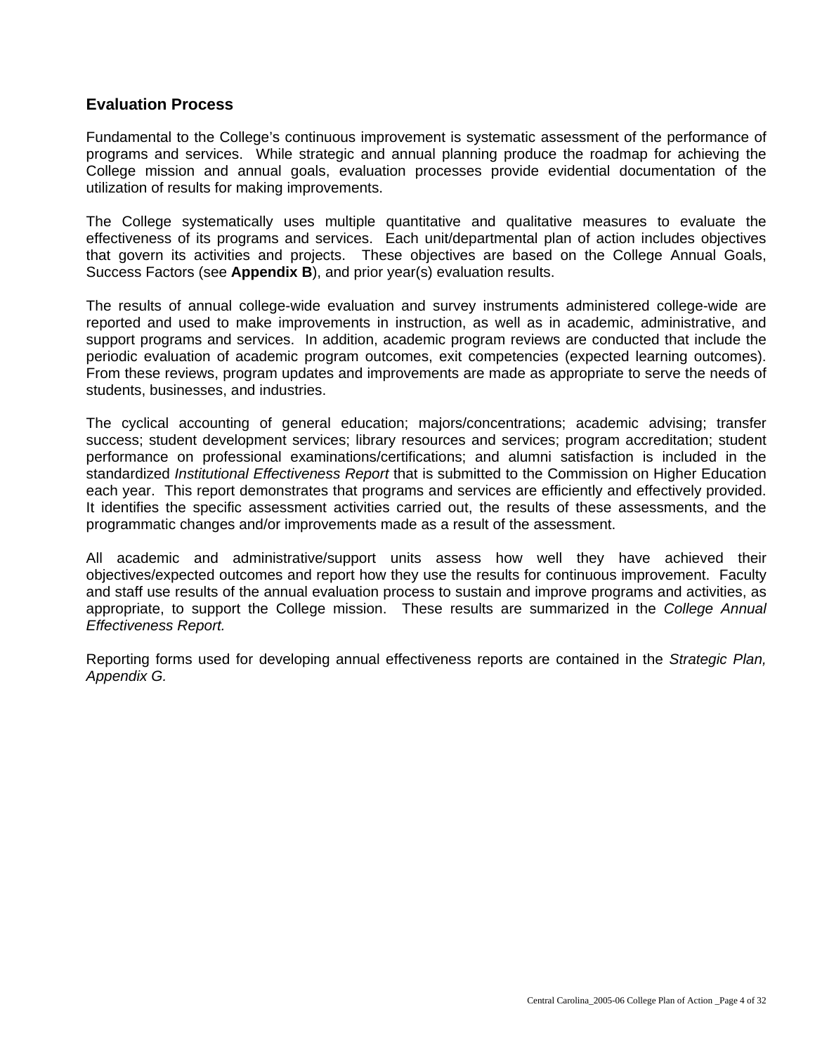## Evaluation Process

Fundamental to the College's continuous improvement is systematic assessment of the performance of programs and services. While strategic and annual planning produce the roadmap for achieving the College mission and annual goals, evaluation processes provide evidential documentation of the utilization of results for making improvements.

The College systematically uses multiple quantitative and qualitative measures to evaluate the effectiveness of its programs and services. Each unit/departmental plan of action includes objectives that govern its activities and projects. These objectives are based on the College Annual Goals, Success Factors (see **Appendix B**), and prior year(s) evaluation results.

The results of annual college-wide evaluation and survey instruments administered college-wide are reported and used to make improvements in instruction, as well as in academic, administrative, and support programs and services. In addition, academic program reviews are conducted that include the periodic evaluation of academic program outcomes, exit competencies (expected learning outcomes). From these reviews, program updates and improvements are made as appropriate to serve the needs of students, businesses, and industries.

The cyclical accounting of general education; majors/concentrations; academic advising; transfer success; student development services; library resources and services; program accreditation; student performance on professional examinations/certifications; and alumni satisfaction is included in the standardized *Institutional Effectiveness Report* that is submitted to the Commission on Higher Education each year. This report demonstrates that programs and services are efficiently and effectively provided. It identifies the specific assessment activities carried out, the results of these assessments, and the programmatic changes and/or improvements made as a result of the assessment.

All academic and administrative/support units assess how well they have achieved their objectives/expected outcomes and report how they use the results for continuous improvement. Faculty and staff use results of the annual evaluation process to sustain and improve programs and activities, as appropriate, to support the College mission. These results are summarized in the *College Annual Effectiveness Report.*

Reporting forms used for developing annual effectiveness reports are contained in the *Strategic Plan, Appendix G.*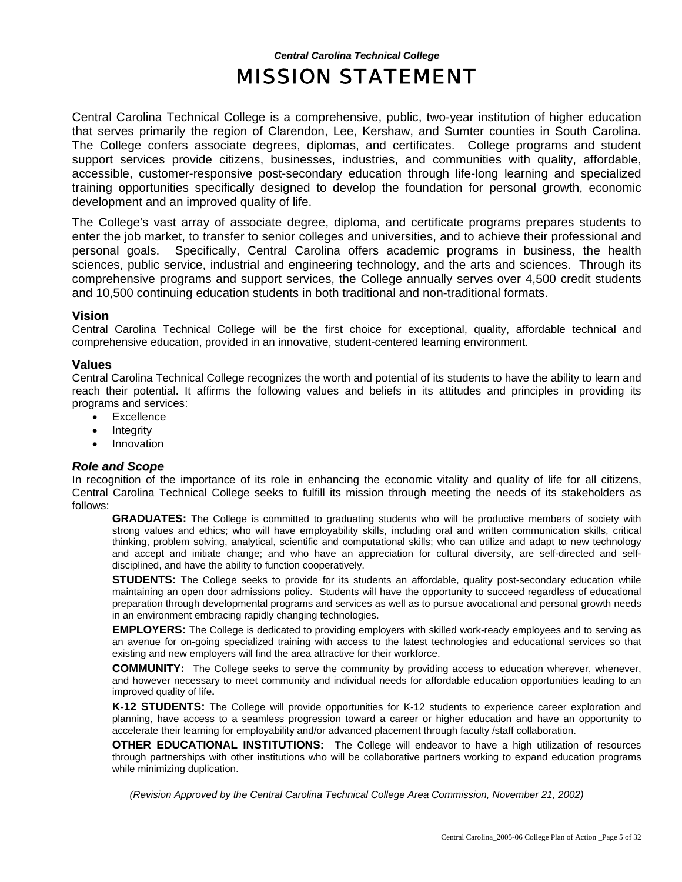***Central Carolina Technical College***

# MISSION STATEMENT

Central Carolina Technical College is a comprehensive, public, two-year institution of higher education that serves primarily the region of Clarendon, Lee, Kershaw, and Sumter counties in South Carolina. The College confers associate degrees, diplomas, and certificates. College programs and student support services provide citizens, businesses, industries, and communities with quality, affordable, accessible, customer-responsive post-secondary education through life-long learning and specialized training opportunities specifically designed to develop the foundation for personal growth, economic development and an improved quality of life.

The College's vast array of associate degree, diploma, and certificate programs prepares students to enter the job market, to transfer to senior colleges and universities, and to achieve their professional and personal goals. Specifically, Central Carolina offers academic programs in business, the health sciences, public service, industrial and engineering technology, and the arts and sciences. Through its comprehensive programs and support services, the College annually serves over 4,500 credit students and 10,500 continuing education students in both traditional and non-traditional formats.

## Vision

Central Carolina Technical College will be the first choice for exceptional, quality, affordable technical and comprehensive education, provided in an innovative, student-centered learning environment.

## Values

Central Carolina Technical College recognizes the worth and potential of its students to have the ability to learn and reach their potential. It affirms the following values and beliefs in its attitudes and principles in providing its programs and services:

- Excellence
- Integrity
- Innovation

## *Role and Scope*

In recognition of the importance of its role in enhancing the economic vitality and quality of life for all citizens, Central Carolina Technical College seeks to fulfill its mission through meeting the needs of its stakeholders as follows:

**GRADUATES:** The College is committed to graduating students who will be productive members of society with strong values and ethics; who will have employability skills, including oral and written communication skills, critical thinking, problem solving, analytical, scientific and computational skills; who can utilize and adapt to new technology and accept and initiate change; and who have an appreciation for cultural diversity, are self-directed and self-disciplined, and have the ability to function cooperatively.

**STUDENTS:** The College seeks to provide for its students an affordable, quality post-secondary education while maintaining an open door admissions policy. Students will have the opportunity to succeed regardless of educational preparation through developmental programs and services as well as to pursue avocational and personal growth needs in an environment embracing rapidly changing technologies.

**EMPLOYERS:** The College is dedicated to providing employers with skilled work-ready employees and to serving as an avenue for on-going specialized training with access to the latest technologies and educational services so that existing and new employers will find the area attractive for their workforce.

**COMMUNITY:** The College seeks to serve the community by providing access to education wherever, whenever, and however necessary to meet community and individual needs for affordable education opportunities leading to an improved quality of life**.**

**K-12 STUDENTS:** The College will provide opportunities for K-12 students to experience career exploration and planning, have access to a seamless progression toward a career or higher education and have an opportunity to accelerate their learning for employability and/or advanced placement through faculty /staff collaboration.

**OTHER EDUCATIONAL INSTITUTIONS:** The College will endeavor to have a high utilization of resources through partnerships with other institutions who will be collaborative partners working to expand education programs while minimizing duplication.

*(Revision Approved by the Central Carolina Technical College Area Commission, November 21, 2002)*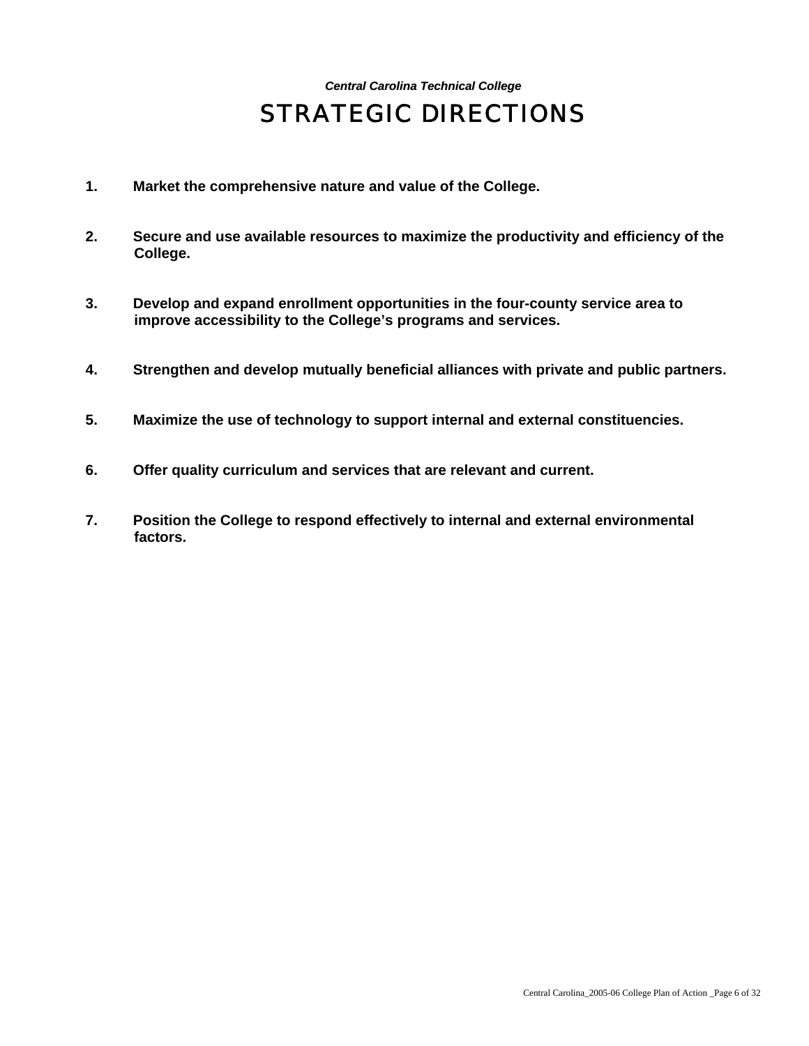*Central Carolina Technical College*

# STRATEGIC DIRECTIONS

1. **Market the comprehensive nature and value of the College.**

2. **Secure and use available resources to maximize the productivity and efficiency of the College.**

3. **Develop and expand enrollment opportunities in the four-county service area to improve accessibility to the College's programs and services.**

4. **Strengthen and develop mutually beneficial alliances with private and public partners.**

5. **Maximize the use of technology to support internal and external constituencies.**

6. **Offer quality curriculum and services that are relevant and current.**

7. **Position the College to respond effectively to internal and external environmental factors.**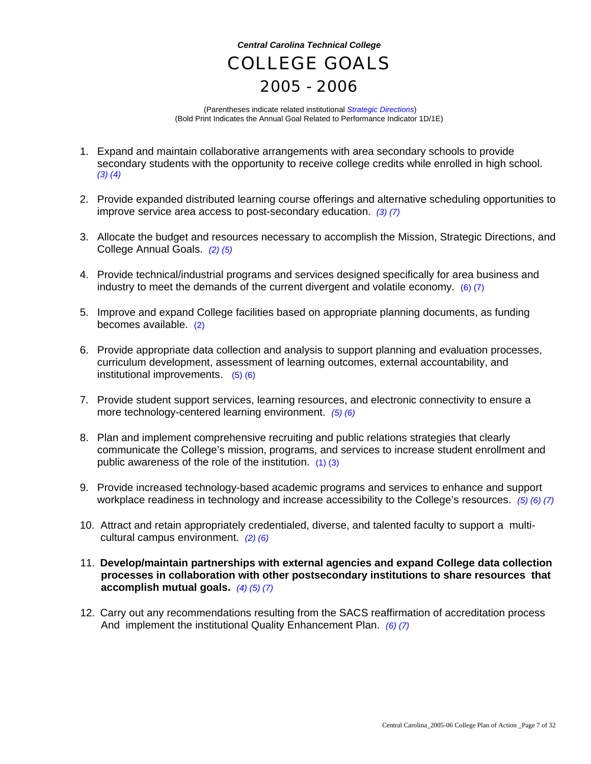***Central Carolina Technical College***

# COLLEGE GOALS

# 2005 - 2006

(Parentheses indicate related institutional *Strategic Directions*)
(Bold Print Indicates the Annual Goal Related to Performance Indicator 1D/1E)

1. Expand and maintain collaborative arrangements with area secondary schools to provide secondary students with the opportunity to receive college credits while enrolled in high school. *(3) (4)*

2. Provide expanded distributed learning course offerings and alternative scheduling opportunities to improve service area access to post-secondary education. *(3) (7)*

3. Allocate the budget and resources necessary to accomplish the Mission, Strategic Directions, and College Annual Goals. *(2) (5)*

4. Provide technical/industrial programs and services designed specifically for area business and industry to meet the demands of the current divergent and volatile economy. (6) (7)

5. Improve and expand College facilities based on appropriate planning documents, as funding becomes available. (2)

6. Provide appropriate data collection and analysis to support planning and evaluation processes, curriculum development, assessment of learning outcomes, external accountability, and institutional improvements. (5) (6)

7. Provide student support services, learning resources, and electronic connectivity to ensure a more technology-centered learning environment. *(5) (6)*

8. Plan and implement comprehensive recruiting and public relations strategies that clearly communicate the College's mission, programs, and services to increase student enrollment and public awareness of the role of the institution. (1) (3)

9. Provide increased technology-based academic programs and services to enhance and support workplace readiness in technology and increase accessibility to the College's resources. *(5) (6) (7)*

10. Attract and retain appropriately credentialed, diverse, and talented faculty to support a multi-cultural campus environment. *(2) (6)*

11. **Develop/maintain partnerships with external agencies and expand College data collection processes in collaboration with other postsecondary institutions to share resources that accomplish mutual goals.** *(4) (5) (7)*

12. Carry out any recommendations resulting from the SACS reaffirmation of accreditation process And implement the institutional Quality Enhancement Plan. *(6) (7)*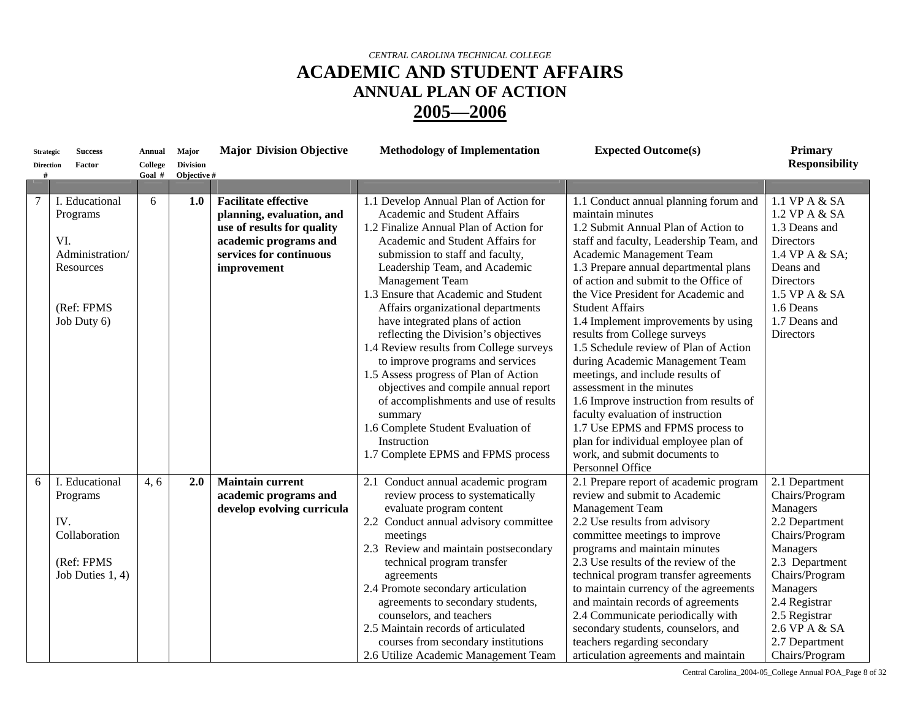*CENTRAL CAROLINA TECHNICAL COLLEGE*

# ACADEMIC AND STUDENT AFFAIRS

## ANNUAL PLAN OF ACTION

## 2005—2006

| Strategic Direction # | Success Factor | Annual College Goal # | Major Division Objective # | Major Division Objective | Methodology of Implementation | Expected Outcome(s) | Primary Responsibility |
|---|---|---|---|---|---|---|---|
| 7 | I. Educational Programs<br><br>VI. Administration/ Resources<br><br>(Ref: FPMS Job Duty 6) | 6 | **1.0** | **Facilitate effective planning, evaluation, and use of results for quality academic programs and services for continuous improvement** | 1.1 Develop Annual Plan of Action for Academic and Student Affairs<br>1.2 Finalize Annual Plan of Action for Academic and Student Affairs for submission to staff and faculty, Leadership Team, and Academic Management Team<br>1.3 Ensure that Academic and Student Affairs organizational departments have integrated plans of action reflecting the Division's objectives<br>1.4 Review results from College surveys to improve programs and services<br>1.5 Assess progress of Plan of Action objectives and compile annual report of accomplishments and use of results summary<br>1.6 Complete Student Evaluation of Instruction<br>1.7 Complete EPMS and FPMS process | 1.1 Conduct annual planning forum and maintain minutes<br>1.2 Submit Annual Plan of Action to staff and faculty, Leadership Team, and Academic Management Team<br>1.3 Prepare annual departmental plans of action and submit to the Office of the Vice President for Academic and Student Affairs<br>1.4 Implement improvements by using results from College surveys<br>1.5 Schedule review of Plan of Action during Academic Management Team meetings, and include results of assessment in the minutes<br>1.6 Improve instruction from results of faculty evaluation of instruction<br>1.7 Use EPMS and FPMS process to plan for individual employee plan of work, and submit documents to Personnel Office | 1.1 VP A & SA<br>1.2 VP A & SA<br>1.3 Deans and Directors<br>1.4 VP A & SA; Deans and Directors<br>1.5 VP A & SA<br>1.6 Deans<br>1.7 Deans and Directors |
| 6 | I. Educational Programs<br><br>IV. Collaboration<br><br>(Ref: FPMS Job Duties 1, 4) | 4, 6 | **2.0** | **Maintain current academic programs and develop evolving curricula** | 2.1 Conduct annual academic program review process to systematically evaluate program content<br>2.2 Conduct annual advisory committee meetings<br>2.3 Review and maintain postsecondary technical program transfer agreements<br>2.4 Promote secondary articulation agreements to secondary students, counselors, and teachers<br>2.5 Maintain records of articulated courses from secondary institutions<br>2.6 Utilize Academic Management Team | 2.1 Prepare report of academic program review and submit to Academic Management Team<br>2.2 Use results from advisory committee meetings to improve programs and maintain minutes<br>2.3 Use results of the review of the technical program transfer agreements to maintain currency of the agreements and maintain records of agreements<br>2.4 Communicate periodically with secondary students, counselors, and teachers regarding secondary articulation agreements and maintain | 2.1 Department Chairs/Program Managers<br>2.2 Department Chairs/Program Managers<br>2.3 Department Chairs/Program Managers<br>2.4 Registrar<br>2.5 Registrar<br>2.6 VP A & SA<br>2.7 Department Chairs/Program |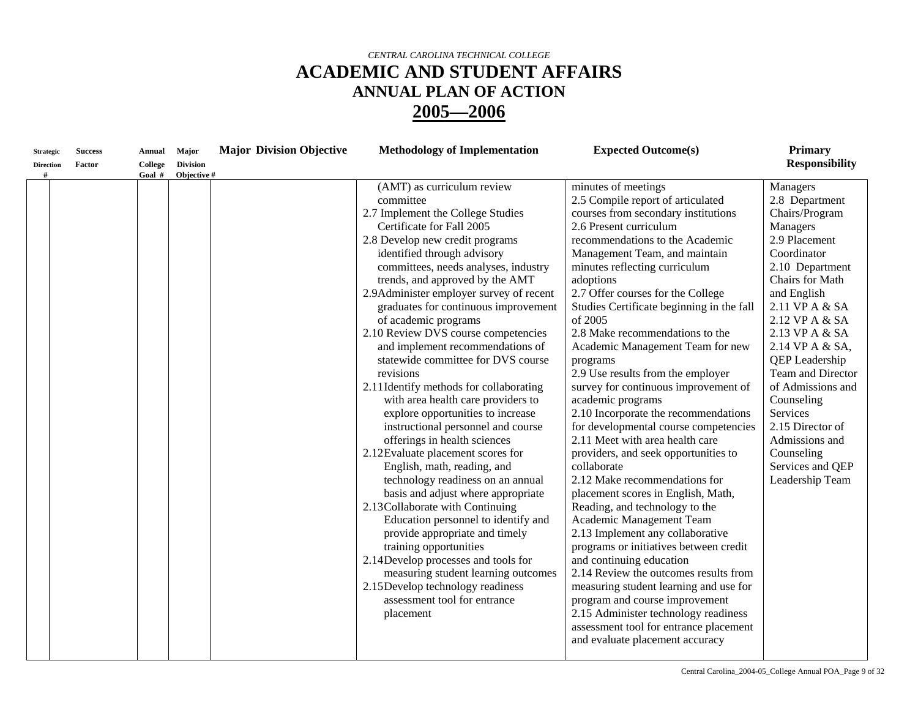*CENTRAL CAROLINA TECHNICAL COLLEGE*

# ACADEMIC AND STUDENT AFFAIRS

## ANNUAL PLAN OF ACTION

## 2005—2006

| Strategic Direction # | Success Factor | Annual College Goal # | Major Division Objective # | Major Division Objective | Methodology of Implementation | Expected Outcome(s) | Primary Responsibility |
|---|---|---|---|---|---|---|---|
| | | | | | (AMT) as curriculum review committee<br>2.7 Implement the College Studies Certificate for Fall 2005<br>2.8 Develop new credit programs identified through advisory committees, needs analyses, industry trends, and approved by the AMT<br>2.9Administer employer survey of recent graduates for continuous improvement of academic programs<br>2.10 Review DVS course competencies and implement recommendations of statewide committee for DVS course revisions<br>2.11Identify methods for collaborating with area health care providers to explore opportunities to increase instructional personnel and course offerings in health sciences<br>2.12Evaluate placement scores for English, math, reading, and technology readiness on an annual basis and adjust where appropriate<br>2.13Collaborate with Continuing Education personnel to identify and provide appropriate and timely training opportunities<br>2.14Develop processes and tools for measuring student learning outcomes<br>2.15Develop technology readiness assessment tool for entrance placement | minutes of meetings<br>2.5 Compile report of articulated courses from secondary institutions<br>2.6 Present curriculum recommendations to the Academic Management Team, and maintain minutes reflecting curriculum adoptions<br>2.7 Offer courses for the College Studies Certificate beginning in the fall of 2005<br>2.8 Make recommendations to the Academic Management Team for new programs<br>2.9 Use results from the employer survey for continuous improvement of academic programs<br>2.10 Incorporate the recommendations for developmental course competencies<br>2.11 Meet with area health care providers, and seek opportunities to collaborate<br>2.12 Make recommendations for placement scores in English, Math, Reading, and technology to the Academic Management Team<br>2.13 Implement any collaborative programs or initiatives between credit and continuing education<br>2.14 Review the outcomes results from measuring student learning and use for program and course improvement<br>2.15 Administer technology readiness assessment tool for entrance placement and evaluate placement accuracy | Managers<br>2.8 Department Chairs/Program Managers<br>2.9 Placement Coordinator<br>2.10 Department Chairs for Math and English<br>2.11 VP A & SA<br>2.12 VP A & SA<br>2.13 VP A & SA<br>2.14 VP A & SA, QEP Leadership Team and Director of Admissions and Counseling Services<br>2.15 Director of Admissions and Counseling Services and QEP Leadership Team |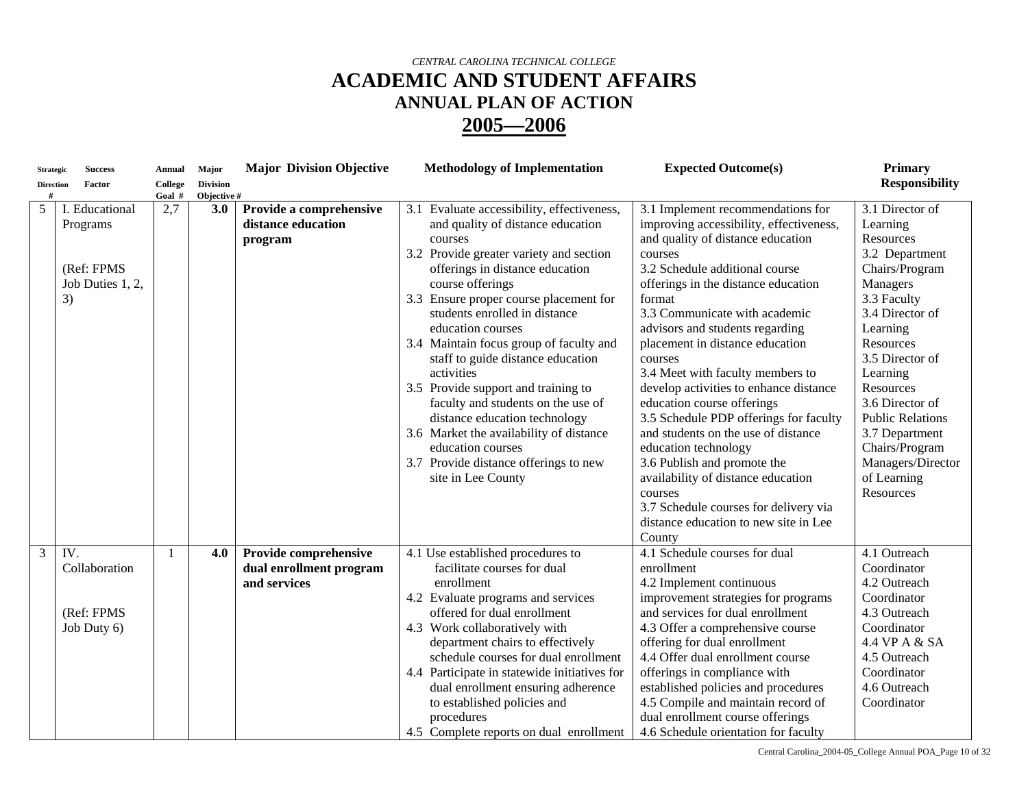*CENTRAL CAROLINA TECHNICAL COLLEGE*

# ACADEMIC AND STUDENT AFFAIRS
## ANNUAL PLAN OF ACTION
## 2005—2006

| Strategic Direction # | Success Factor | Annual College Goal # | Major Division Objective # | Major Division Objective | Methodology of Implementation | Expected Outcome(s) | Primary Responsibility |
|---|---|---|---|---|---|---|---|
| 5 | I. Educational Programs<br><br>(Ref: FPMS Job Duties 1, 2, 3) | 2,7 | **3.0** | **Provide a comprehensive distance education program** | 3.1 Evaluate accessibility, effectiveness, and quality of distance education courses<br>3.2 Provide greater variety and section offerings in distance education course offerings<br>3.3 Ensure proper course placement for students enrolled in distance education courses<br>3.4 Maintain focus group of faculty and staff to guide distance education activities<br>3.5 Provide support and training to faculty and students on the use of distance education technology<br>3.6 Market the availability of distance education courses<br>3.7 Provide distance offerings to new site in Lee County | 3.1 Implement recommendations for improving accessibility, effectiveness, and quality of distance education courses<br>3.2 Schedule additional course offerings in the distance education format<br>3.3 Communicate with academic advisors and students regarding placement in distance education courses<br>3.4 Meet with faculty members to develop activities to enhance distance education course offerings<br>3.5 Schedule PDP offerings for faculty and students on the use of distance education technology<br>3.6 Publish and promote the availability of distance education courses<br>3.7 Schedule courses for delivery via distance education to new site in Lee County | 3.1 Director of Learning Resources<br>3.2 Department Chairs/Program Managers<br>3.3 Faculty<br>3.4 Director of Learning Resources<br>3.5 Director of Learning Resources<br>3.6 Director of Public Relations<br>3.7 Department Chairs/Program Managers/Director of Learning Resources |
| 3 | IV. Collaboration<br><br>(Ref: FPMS Job Duty 6) | 1 | **4.0** | **Provide comprehensive dual enrollment program and services** | 4.1 Use established procedures to facilitate courses for dual enrollment<br>4.2 Evaluate programs and services offered for dual enrollment<br>4.3 Work collaboratively with department chairs to effectively schedule courses for dual enrollment<br>4.4 Participate in statewide initiatives for dual enrollment ensuring adherence to established policies and procedures<br>4.5 Complete reports on dual enrollment | 4.1 Schedule courses for dual enrollment<br>4.2 Implement continuous improvement strategies for programs and services for dual enrollment<br>4.3 Offer a comprehensive course offering for dual enrollment<br>4.4 Offer dual enrollment course offerings in compliance with established policies and procedures<br>4.5 Compile and maintain record of dual enrollment course offerings<br>4.6 Schedule orientation for faculty | 4.1 Outreach Coordinator<br>4.2 Outreach Coordinator<br>4.3 Outreach Coordinator<br>4.4 VP A & SA<br>4.5 Outreach Coordinator<br>4.6 Outreach Coordinator |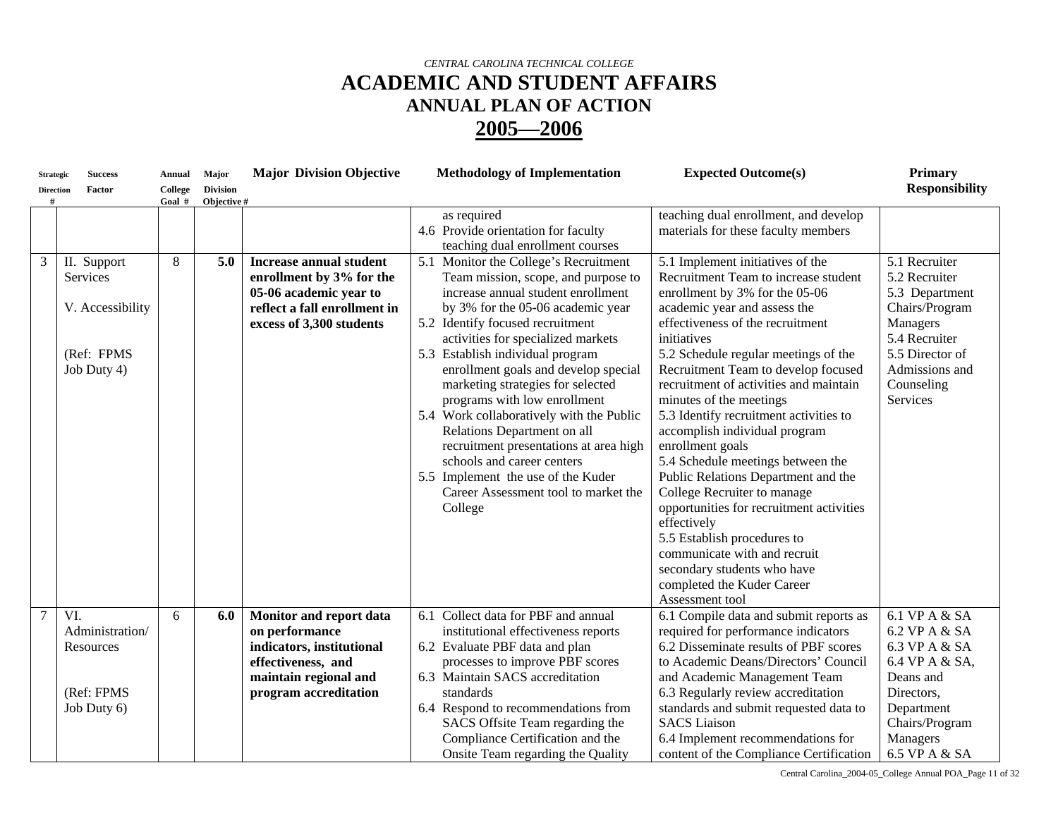*CENTRAL CAROLINA TECHNICAL COLLEGE*

# ACADEMIC AND STUDENT AFFAIRS

## ANNUAL PLAN OF ACTION

## 2005—2006

| Strategic Direction # | Success Factor | Annual College Goal # | Major Division Objective # | Major Division Objective | Methodology of Implementation | Expected Outcome(s) | Primary Responsibility |
|---|---|---|---|---|---|---|---|
| | | | | | as required<br>4.6 Provide orientation for faculty teaching dual enrollment courses | teaching dual enrollment, and develop materials for these faculty members | |
| 3 | II. Support Services<br><br>V. Accessibility<br><br>(Ref: FPMS Job Duty 4) | 8 | **5.0** | **Increase annual student enrollment by 3% for the 05-06 academic year to reflect a fall enrollment in excess of 3,300 students** | 5.1 Monitor the College's Recruitment Team mission, scope, and purpose to increase annual student enrollment by 3% for the 05-06 academic year<br>5.2 Identify focused recruitment activities for specialized markets<br>5.3 Establish individual program enrollment goals and develop special marketing strategies for selected programs with low enrollment<br>5.4 Work collaboratively with the Public Relations Department on all recruitment presentations at area high schools and career centers<br>5.5 Implement the use of the Kuder Career Assessment tool to market the College | 5.1 Implement initiatives of the Recruitment Team to increase student enrollment by 3% for the 05-06 academic year and assess the effectiveness of the recruitment initiatives<br>5.2 Schedule regular meetings of the Recruitment Team to develop focused recruitment of activities and maintain minutes of the meetings<br>5.3 Identify recruitment activities to accomplish individual program enrollment goals<br>5.4 Schedule meetings between the Public Relations Department and the College Recruiter to manage opportunities for recruitment activities effectively<br>5.5 Establish procedures to communicate with and recruit secondary students who have completed the Kuder Career Assessment tool | 5.1 Recruiter<br>5.2 Recruiter<br>5.3 Department Chairs/Program Managers<br>5.4 Recruiter<br>5.5 Director of Admissions and Counseling Services |
| 7 | VI. Administration/ Resources<br><br>(Ref: FPMS Job Duty 6) | 6 | **6.0** | **Monitor and report data on performance indicators, institutional effectiveness, and maintain regional and program accreditation** | 6.1 Collect data for PBF and annual institutional effectiveness reports<br>6.2 Evaluate PBF data and plan processes to improve PBF scores<br>6.3 Maintain SACS accreditation standards<br>6.4 Respond to recommendations from SACS Offsite Team regarding the Compliance Certification and the Onsite Team regarding the Quality | 6.1 Compile data and submit reports as required for performance indicators<br>6.2 Disseminate results of PBF scores to Academic Deans/Directors' Council and Academic Management Team<br>6.3 Regularly review accreditation standards and submit requested data to SACS Liaison<br>6.4 Implement recommendations for content of the Compliance Certification | 6.1 VP A & SA<br>6.2 VP A & SA<br>6.3 VP A & SA<br>6.4 VP A & SA, Deans and Directors, Department Chairs/Program Managers<br>6.5 VP A & SA |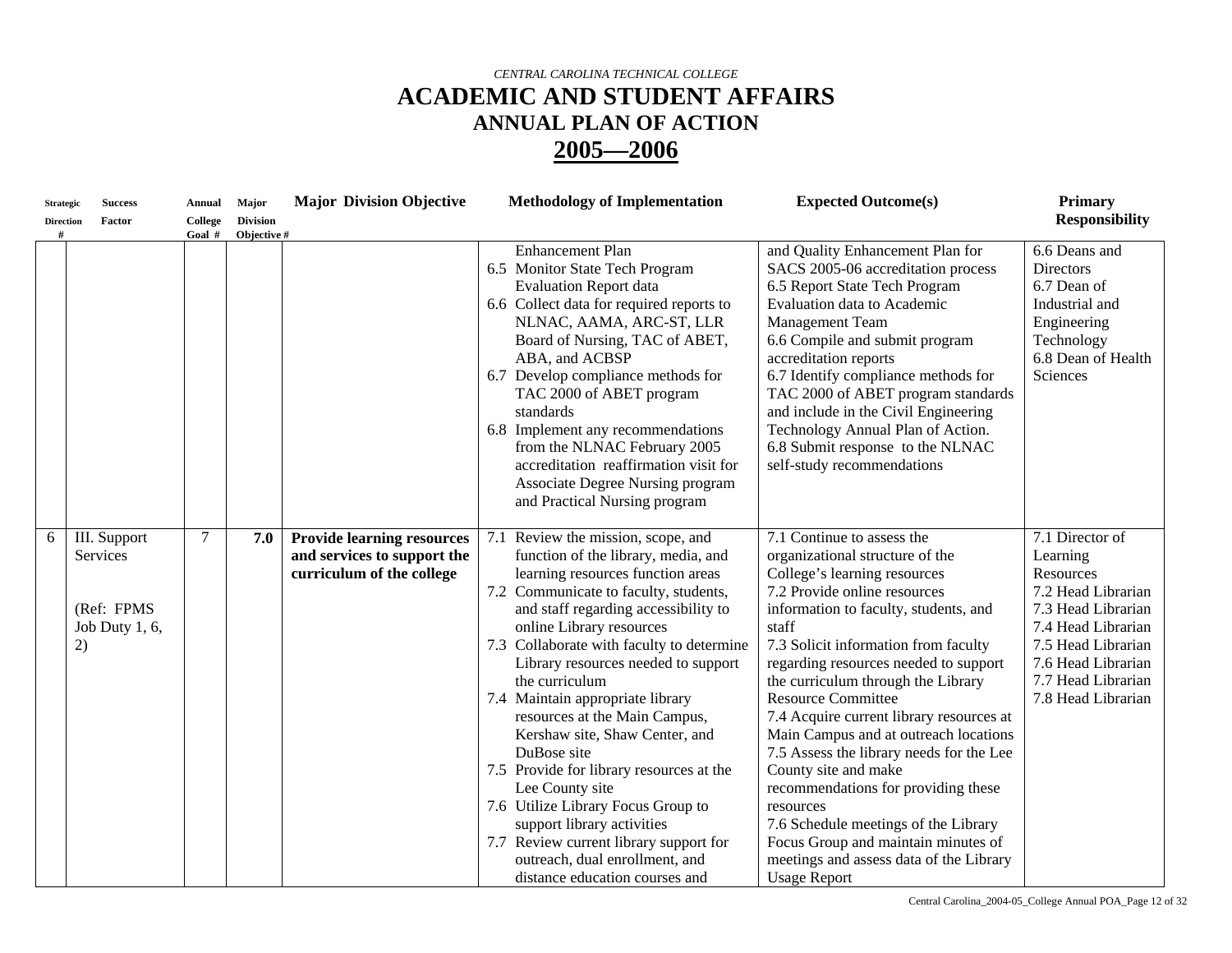*CENTRAL CAROLINA TECHNICAL COLLEGE*

# ACADEMIC AND STUDENT AFFAIRS

## ANNUAL PLAN OF ACTION

## 2005—2006

| Strategic Direction # | Success Factor | Annual College Goal # | Major Division Objective # | Major Division Objective | Methodology of Implementation | Expected Outcome(s) | Primary Responsibility |
|---|---|---|---|---|---|---|---|
| | | | | | Enhancement Plan<br>6.5 Monitor State Tech Program Evaluation Report data<br>6.6 Collect data for required reports to NLNAC, AAMA, ARC-ST, LLR Board of Nursing, TAC of ABET, ABA, and ACBSP<br>6.7 Develop compliance methods for TAC 2000 of ABET program standards<br>6.8 Implement any recommendations from the NLNAC February 2005 accreditation reaffirmation visit for Associate Degree Nursing program and Practical Nursing program | and Quality Enhancement Plan for SACS 2005-06 accreditation process<br>6.5 Report State Tech Program Evaluation data to Academic Management Team<br>6.6 Compile and submit program accreditation reports<br>6.7 Identify compliance methods for TAC 2000 of ABET program standards and include in the Civil Engineering Technology Annual Plan of Action.<br>6.8 Submit response to the NLNAC self-study recommendations | 6.6 Deans and Directors<br>6.7 Dean of Industrial and Engineering Technology<br>6.8 Dean of Health Sciences |
| 6 | III. Support Services<br><br>(Ref: FPMS Job Duty 1, 6, 2) | 7 | **7.0** | **Provide learning resources and services to support the curriculum of the college** | 7.1 Review the mission, scope, and function of the library, media, and learning resources function areas<br>7.2 Communicate to faculty, students, and staff regarding accessibility to online Library resources<br>7.3 Collaborate with faculty to determine Library resources needed to support the curriculum<br>7.4 Maintain appropriate library resources at the Main Campus, Kershaw site, Shaw Center, and DuBose site<br>7.5 Provide for library resources at the Lee County site<br>7.6 Utilize Library Focus Group to support library activities<br>7.7 Review current library support for outreach, dual enrollment, and distance education courses and | 7.1 Continue to assess the organizational structure of the College's learning resources<br>7.2 Provide online resources information to faculty, students, and staff<br>7.3 Solicit information from faculty regarding resources needed to support the curriculum through the Library Resource Committee<br>7.4 Acquire current library resources at Main Campus and at outreach locations<br>7.5 Assess the library needs for the Lee County site and make recommendations for providing these resources<br>7.6 Schedule meetings of the Library Focus Group and maintain minutes of meetings and assess data of the Library Usage Report | 7.1 Director of Learning Resources<br>7.2 Head Librarian<br>7.3 Head Librarian<br>7.4 Head Librarian<br>7.5 Head Librarian<br>7.6 Head Librarian<br>7.7 Head Librarian<br>7.8 Head Librarian |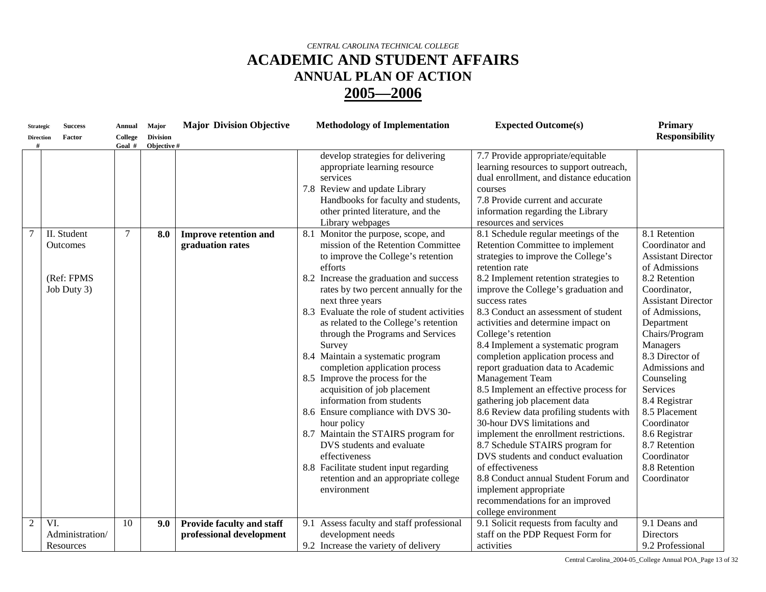*CENTRAL CAROLINA TECHNICAL COLLEGE*

# ACADEMIC AND STUDENT AFFAIRS

## ANNUAL PLAN OF ACTION

## 2005—2006

| Strategic Direction # | Success Factor | Annual College Goal # | Major Division Objective # | Major Division Objective | Methodology of Implementation | Expected Outcome(s) | Primary Responsibility |
|---|---|---|---|---|---|---|---|
| | | | | | develop strategies for delivering appropriate learning resource services<br>7.8 Review and update Library Handbooks for faculty and students, other printed literature, and the Library webpages | 7.7 Provide appropriate/equitable learning resources to support outreach, dual enrollment, and distance education courses<br>7.8 Provide current and accurate information regarding the Library resources and services | |
| 7 | II. Student Outcomes<br><br>(Ref: FPMS Job Duty 3) | 7 | **8.0** | **Improve retention and graduation rates** | 8.1 Monitor the purpose, scope, and mission of the Retention Committee to improve the College's retention efforts<br>8.2 Increase the graduation and success rates by two percent annually for the next three years<br>8.3 Evaluate the role of student activities as related to the College's retention through the Programs and Services Survey<br>8.4 Maintain a systematic program completion application process<br>8.5 Improve the process for the acquisition of job placement information from students<br>8.6 Ensure compliance with DVS 30-hour policy<br>8.7 Maintain the STAIRS program for DVS students and evaluate effectiveness<br>8.8 Facilitate student input regarding retention and an appropriate college environment | 8.1 Schedule regular meetings of the Retention Committee to implement strategies to improve the College's retention rate<br>8.2 Implement retention strategies to improve the College's graduation and success rates<br>8.3 Conduct an assessment of student activities and determine impact on College's retention<br>8.4 Implement a systematic program completion application process and report graduation data to Academic Management Team<br>8.5 Implement an effective process for gathering job placement data<br>8.6 Review data profiling students with 30-hour DVS limitations and implement the enrollment restrictions.<br>8.7 Schedule STAIRS program for DVS students and conduct evaluation of effectiveness<br>8.8 Conduct annual Student Forum and implement appropriate recommendations for an improved college environment | 8.1 Retention Coordinator and Assistant Director of Admissions<br>8.2 Retention Coordinator, Assistant Director of Admissions, Department Chairs/Program Managers<br>8.3 Director of Admissions and Counseling Services<br>8.4 Registrar<br>8.5 Placement Coordinator<br>8.6 Registrar<br>8.7 Retention Coordinator<br>8.8 Retention Coordinator |
| 2 | VI. Administration/ Resources | 10 | **9.0** | **Provide faculty and staff professional development** | 9.1 Assess faculty and staff professional development needs<br>9.2 Increase the variety of delivery | 9.1 Solicit requests from faculty and staff on the PDP Request Form for activities | 9.1 Deans and Directors<br>9.2 Professional |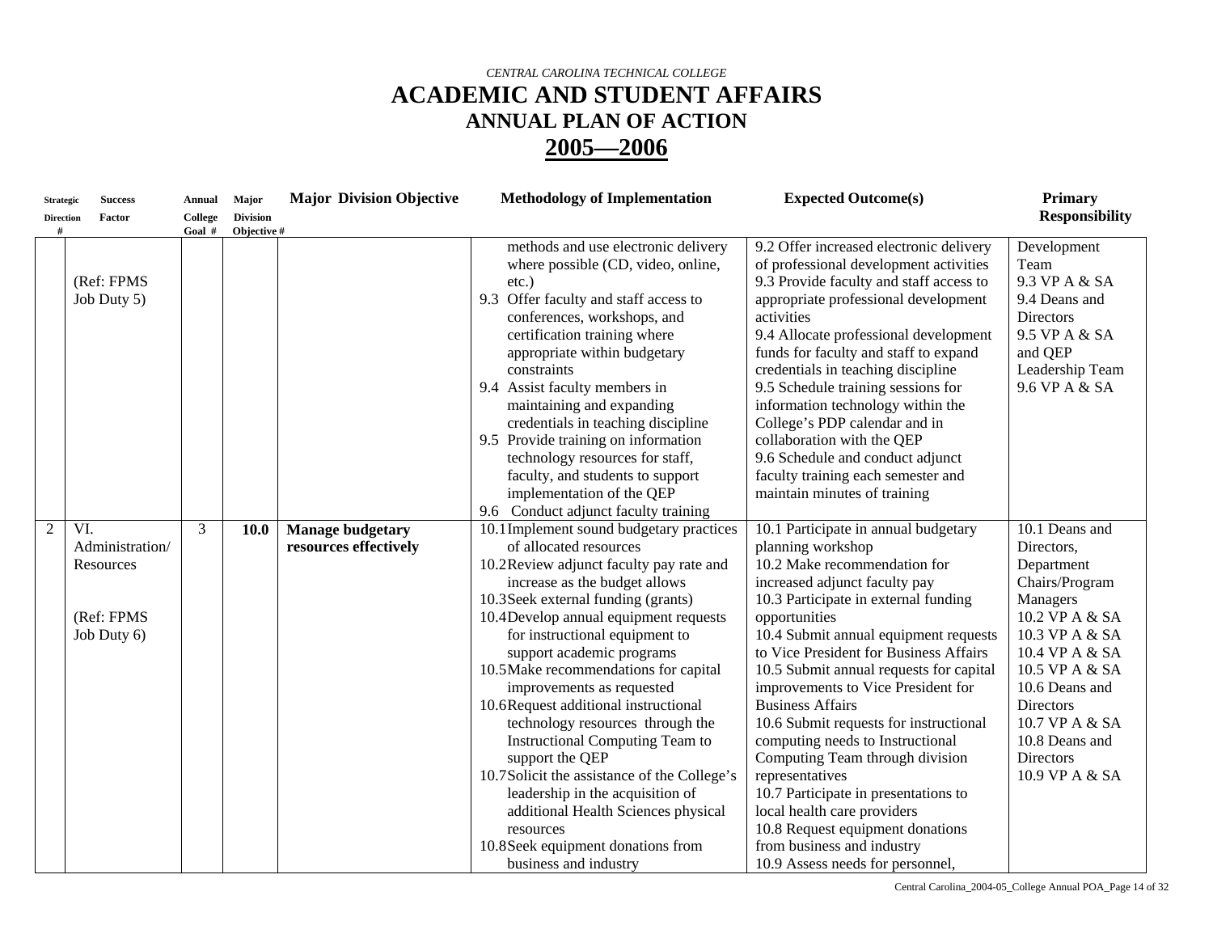*CENTRAL CAROLINA TECHNICAL COLLEGE*

# ACADEMIC AND STUDENT AFFAIRS

## ANNUAL PLAN OF ACTION

## 2005—2006

| Strategic Direction # | Success Factor | Annual College Goal # | Major Division Objective # | Major Division Objective | Methodology of Implementation | Expected Outcome(s) | Primary Responsibility |
|---|---|---|---|---|---|---|---|
| | (Ref: FPMS Job Duty 5) | | | | methods and use electronic delivery where possible (CD, video, online, etc.)<br>9.3 Offer faculty and staff access to conferences, workshops, and certification training where appropriate within budgetary constraints<br>9.4 Assist faculty members in maintaining and expanding credentials in teaching discipline<br>9.5 Provide training on information technology resources for staff, faculty, and students to support implementation of the QEP<br>9.6 Conduct adjunct faculty training | 9.2 Offer increased electronic delivery of professional development activities<br>9.3 Provide faculty and staff access to appropriate professional development activities<br>9.4 Allocate professional development funds for faculty and staff to expand credentials in teaching discipline<br>9.5 Schedule training sessions for information technology within the College's PDP calendar and in collaboration with the QEP<br>9.6 Schedule and conduct adjunct faculty training each semester and maintain minutes of training | Development Team<br>9.3 VP A & SA<br>9.4 Deans and Directors<br>9.5 VP A & SA and QEP Leadership Team<br>9.6 VP A & SA |
| 2 | VI. Administration/ Resources<br><br>(Ref: FPMS Job Duty 6) | 3 | **10.0** | **Manage budgetary resources effectively** | 10.1 Implement sound budgetary practices of allocated resources<br>10.2 Review adjunct faculty pay rate and increase as the budget allows<br>10.3 Seek external funding (grants)<br>10.4 Develop annual equipment requests for instructional equipment to support academic programs<br>10.5 Make recommendations for capital improvements as requested<br>10.6 Request additional instructional technology resources through the Instructional Computing Team to support the QEP<br>10.7 Solicit the assistance of the College's leadership in the acquisition of additional Health Sciences physical resources<br>10.8 Seek equipment donations from business and industry | 10.1 Participate in annual budgetary planning workshop<br>10.2 Make recommendation for increased adjunct faculty pay<br>10.3 Participate in external funding opportunities<br>10.4 Submit annual equipment requests to Vice President for Business Affairs<br>10.5 Submit annual requests for capital improvements to Vice President for Business Affairs<br>10.6 Submit requests for instructional computing needs to Instructional Computing Team through division representatives<br>10.7 Participate in presentations to local health care providers<br>10.8 Request equipment donations from business and industry<br>10.9 Assess needs for personnel, | 10.1 Deans and Directors, Department Chairs/Program Managers<br>10.2 VP A & SA<br>10.3 VP A & SA<br>10.4 VP A & SA<br>10.5 VP A & SA<br>10.6 Deans and Directors<br>10.7 VP A & SA<br>10.8 Deans and Directors<br>10.9 VP A & SA |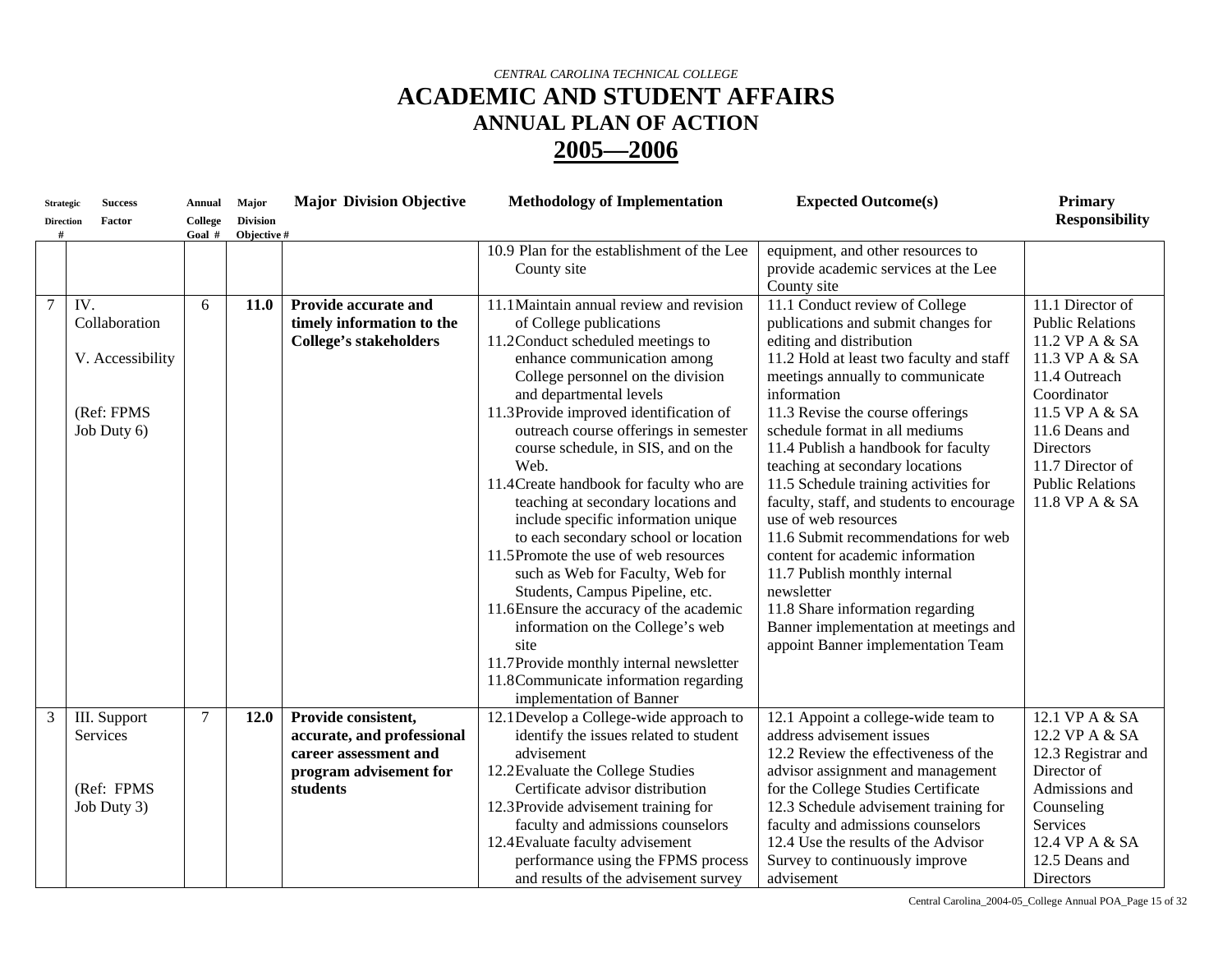*CENTRAL CAROLINA TECHNICAL COLLEGE*

# ACADEMIC AND STUDENT AFFAIRS

## ANNUAL PLAN OF ACTION

## 2005—2006

| Strategic Direction # | Success Factor | Annual College Goal # | Major Division Objective # | Major Division Objective | Methodology of Implementation | Expected Outcome(s) | Primary Responsibility |
|---|---|---|---|---|---|---|---|
| | | | | | 10.9 Plan for the establishment of the Lee County site | equipment, and other resources to provide academic services at the Lee County site | |
| 7 | IV. Collaboration<br><br>V. Accessibility<br><br>(Ref: FPMS Job Duty 6) | 6 | **11.0** | **Provide accurate and timely information to the College's stakeholders** | 11.1 Maintain annual review and revision of College publications<br>11.2 Conduct scheduled meetings to enhance communication among College personnel on the division and departmental levels<br>11.3 Provide improved identification of outreach course offerings in semester course schedule, in SIS, and on the Web.<br>11.4 Create handbook for faculty who are teaching at secondary locations and include specific information unique to each secondary school or location<br>11.5 Promote the use of web resources such as Web for Faculty, Web for Students, Campus Pipeline, etc.<br>11.6 Ensure the accuracy of the academic information on the College's web site<br>11.7 Provide monthly internal newsletter<br>11.8 Communicate information regarding implementation of Banner | 11.1 Conduct review of College publications and submit changes for editing and distribution<br>11.2 Hold at least two faculty and staff meetings annually to communicate information<br>11.3 Revise the course offerings schedule format in all mediums<br>11.4 Publish a handbook for faculty teaching at secondary locations<br>11.5 Schedule training activities for faculty, staff, and students to encourage use of web resources<br>11.6 Submit recommendations for web content for academic information<br>11.7 Publish monthly internal newsletter<br>11.8 Share information regarding Banner implementation at meetings and appoint Banner implementation Team | 11.1 Director of Public Relations<br>11.2 VP A & SA<br>11.3 VP A & SA<br>11.4 Outreach Coordinator<br>11.5 VP A & SA<br>11.6 Deans and Directors<br>11.7 Director of Public Relations<br>11.8 VP A & SA |
| 3 | III. Support Services<br><br>(Ref: FPMS Job Duty 3) | 7 | **12.0** | **Provide consistent, accurate, and professional career assessment and program advisement for students** | 12.1 Develop a College-wide approach to identify the issues related to student advisement<br>12.2 Evaluate the College Studies Certificate advisor distribution<br>12.3 Provide advisement training for faculty and admissions counselors<br>12.4 Evaluate faculty advisement performance using the FPMS process and results of the advisement survey | 12.1 Appoint a college-wide team to address advisement issues<br>12.2 Review the effectiveness of the advisor assignment and management for the College Studies Certificate<br>12.3 Schedule advisement training for faculty and admissions counselors<br>12.4 Use the results of the Advisor Survey to continuously improve advisement | 12.1 VP A & SA<br>12.2 VP A & SA<br>12.3 Registrar and Director of Admissions and Counseling Services<br>12.4 VP A & SA<br>12.5 Deans and Directors |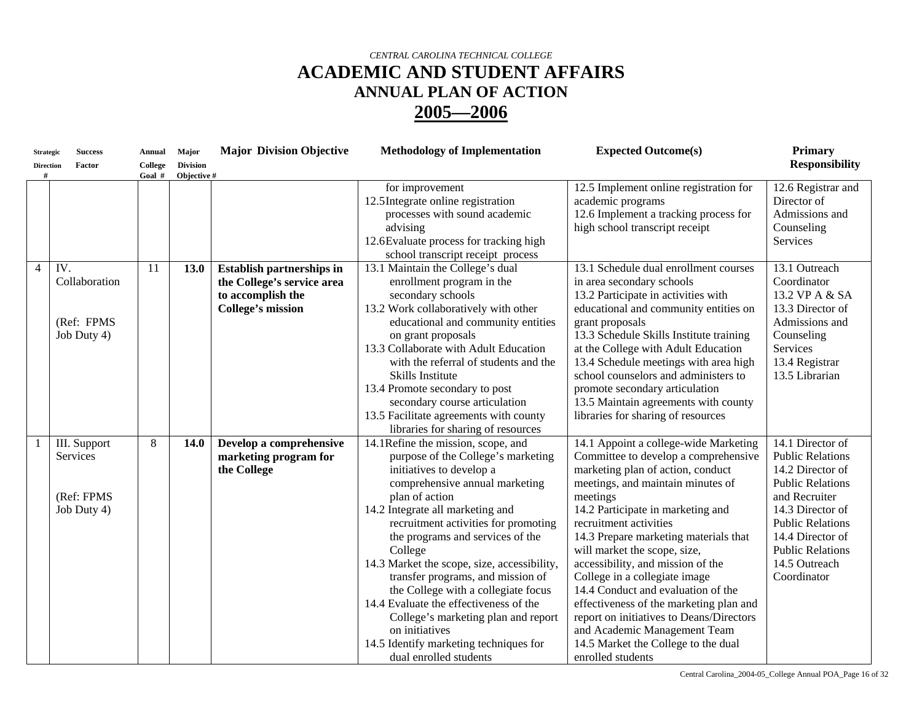*CENTRAL CAROLINA TECHNICAL COLLEGE*

# ACADEMIC AND STUDENT AFFAIRS

## ANNUAL PLAN OF ACTION

## 2005—2006

| Strategic Direction # | Success Factor | Annual College Goal # | Major Division Objective # | Major Division Objective | Methodology of Implementation | Expected Outcome(s) | Primary Responsibility |
|---|---|---|---|---|---|---|---|
| | | | | | for improvement<br>12.5 Integrate online registration processes with sound academic advising<br>12.6 Evaluate process for tracking high school transcript receipt process | 12.5 Implement online registration for academic programs<br>12.6 Implement a tracking process for high school transcript receipt | 12.6 Registrar and Director of Admissions and Counseling Services |
| 4 | IV. Collaboration<br><br>(Ref: FPMS Job Duty 4) | 11 | **13.0** | **Establish partnerships in the College's service area to accomplish the College's mission** | 13.1 Maintain the College's dual enrollment program in the secondary schools<br>13.2 Work collaboratively with other educational and community entities on grant proposals<br>13.3 Collaborate with Adult Education with the referral of students and the Skills Institute<br>13.4 Promote secondary to post secondary course articulation<br>13.5 Facilitate agreements with county libraries for sharing of resources | 13.1 Schedule dual enrollment courses in area secondary schools<br>13.2 Participate in activities with educational and community entities on grant proposals<br>13.3 Schedule Skills Institute training at the College with Adult Education<br>13.4 Schedule meetings with area high school counselors and administers to promote secondary articulation<br>13.5 Maintain agreements with county libraries for sharing of resources | 13.1 Outreach Coordinator<br>13.2 VP A & SA<br>13.3 Director of Admissions and Counseling Services<br>13.4 Registrar<br>13.5 Librarian |
| 1 | III. Support Services<br><br>(Ref: FPMS Job Duty 4) | 8 | **14.0** | **Develop a comprehensive marketing program for the College** | 14.1 Refine the mission, scope, and purpose of the College's marketing initiatives to develop a comprehensive annual marketing plan of action<br>14.2 Integrate all marketing and recruitment activities for promoting the programs and services of the College<br>14.3 Market the scope, size, accessibility, transfer programs, and mission of the College with a collegiate focus<br>14.4 Evaluate the effectiveness of the College's marketing plan and report on initiatives<br>14.5 Identify marketing techniques for dual enrolled students | 14.1 Appoint a college-wide Marketing Committee to develop a comprehensive marketing plan of action, conduct meetings, and maintain minutes of meetings<br>14.2 Participate in marketing and recruitment activities<br>14.3 Prepare marketing materials that will market the scope, size, accessibility, and mission of the College in a collegiate image<br>14.4 Conduct and evaluation of the effectiveness of the marketing plan and report on initiatives to Deans/Directors and Academic Management Team<br>14.5 Market the College to the dual enrolled students | 14.1 Director of Public Relations<br>14.2 Director of Public Relations and Recruiter<br>14.3 Director of Public Relations<br>14.4 Director of Public Relations<br>14.5 Outreach Coordinator |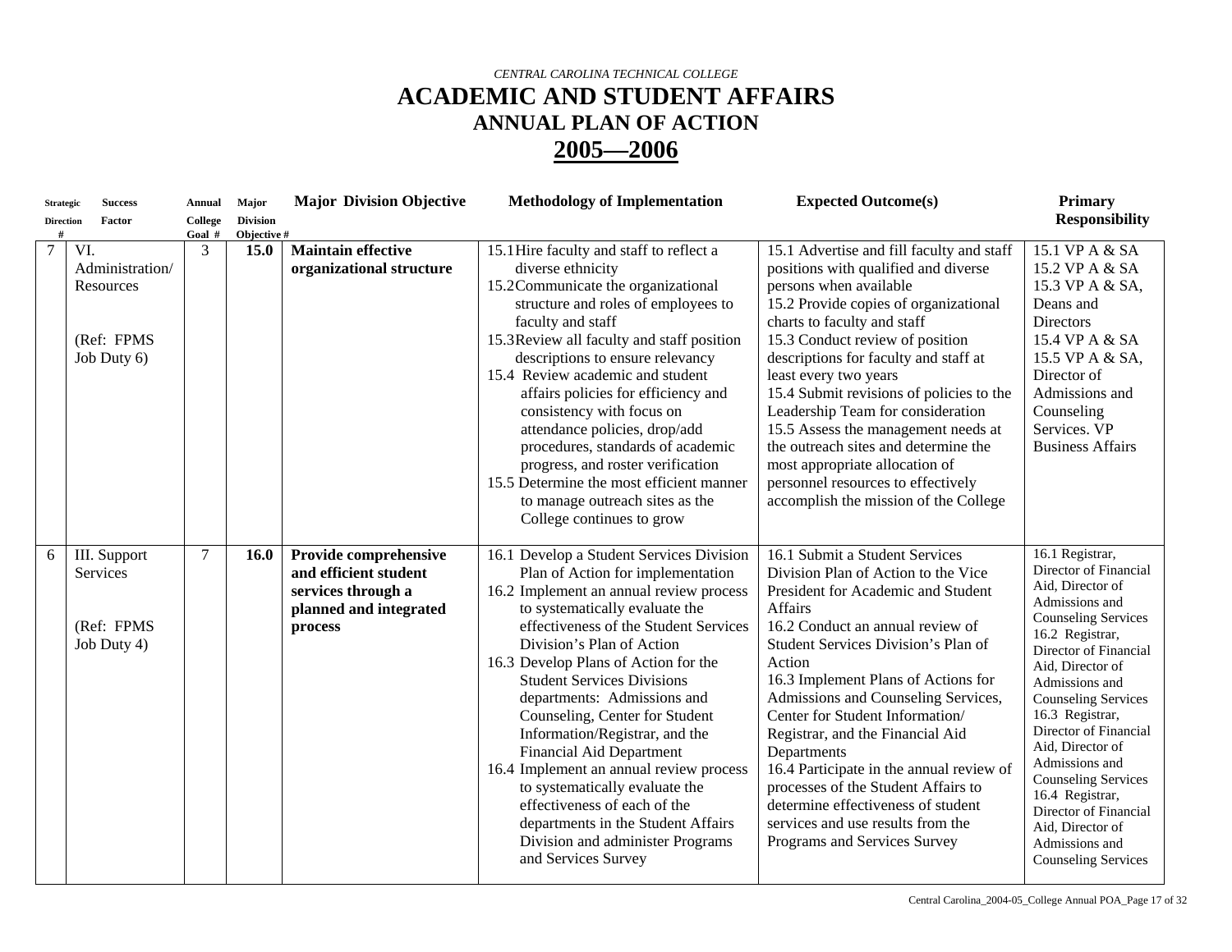*CENTRAL CAROLINA TECHNICAL COLLEGE*

# ACADEMIC AND STUDENT AFFAIRS

## ANNUAL PLAN OF ACTION

## 2005—2006

| Strategic Direction # | Success Factor | Annual College Goal # | Major Division Objective # | Major Division Objective | Methodology of Implementation | Expected Outcome(s) | Primary Responsibility |
|---|---|---|---|---|---|---|---|
| 7 | VI. Administration/ Resources<br><br>(Ref: FPMS Job Duty 6) | 3 | **15.0** | **Maintain effective organizational structure** | 15.1 Hire faculty and staff to reflect a diverse ethnicity<br>15.2 Communicate the organizational structure and roles of employees to faculty and staff<br>15.3 Review all faculty and staff position descriptions to ensure relevancy<br>15.4 Review academic and student affairs policies for efficiency and consistency with focus on attendance policies, drop/add procedures, standards of academic progress, and roster verification<br>15.5 Determine the most efficient manner to manage outreach sites as the College continues to grow | 15.1 Advertise and fill faculty and staff positions with qualified and diverse persons when available<br>15.2 Provide copies of organizational charts to faculty and staff<br>15.3 Conduct review of position descriptions for faculty and staff at least every two years<br>15.4 Submit revisions of policies to the Leadership Team for consideration<br>15.5 Assess the management needs at the outreach sites and determine the most appropriate allocation of personnel resources to effectively accomplish the mission of the College | 15.1 VP A & SA<br>15.2 VP A & SA<br>15.3 VP A & SA, Deans and Directors<br>15.4 VP A & SA<br>15.5 VP A & SA, Director of Admissions and Counseling Services. VP Business Affairs |
| 6 | III. Support Services<br><br>(Ref: FPMS Job Duty 4) | 7 | **16.0** | **Provide comprehensive and efficient student services through a planned and integrated process** | 16.1 Develop a Student Services Division Plan of Action for implementation<br>16.2 Implement an annual review process to systematically evaluate the effectiveness of the Student Services Division's Plan of Action<br>16.3 Develop Plans of Action for the Student Services Divisions departments: Admissions and Counseling, Center for Student Information/Registrar, and the Financial Aid Department<br>16.4 Implement an annual review process to systematically evaluate the effectiveness of each of the departments in the Student Affairs Division and administer Programs and Services Survey | 16.1 Submit a Student Services Division Plan of Action to the Vice President for Academic and Student Affairs<br>16.2 Conduct an annual review of Student Services Division's Plan of Action<br>16.3 Implement Plans of Actions for Admissions and Counseling Services, Center for Student Information/ Registrar, and the Financial Aid Departments<br>16.4 Participate in the annual review of processes of the Student Affairs to determine effectiveness of student services and use results from the Programs and Services Survey | 16.1 Registrar, Director of Financial Aid, Director of Admissions and Counseling Services<br>16.2 Registrar, Director of Financial Aid, Director of Admissions and Counseling Services<br>16.3 Registrar, Director of Financial Aid, Director of Admissions and Counseling Services<br>16.4 Registrar, Director of Financial Aid, Director of Admissions and Counseling Services |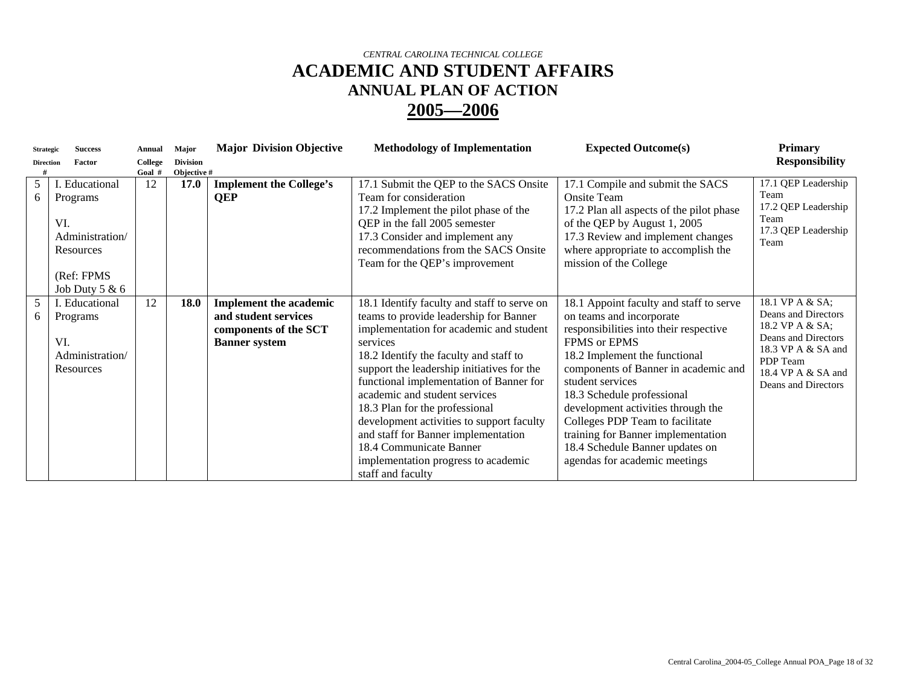*CENTRAL CAROLINA TECHNICAL COLLEGE*

# ACADEMIC AND STUDENT AFFAIRS

## ANNUAL PLAN OF ACTION

## 2005—2006

| Strategic Direction # | Success Factor | Annual College Goal # | Major Division Objective # | Major Division Objective | Methodology of Implementation | Expected Outcome(s) | Primary Responsibility |
|---|---|---|---|---|---|---|---|
| 5<br>6 | I. Educational Programs<br><br>VI. Administration/ Resources<br><br>(Ref: FPMS Job Duty 5 & 6 | 12 | **17.0** | **Implement the College's QEP** | 17.1 Submit the QEP to the SACS Onsite Team for consideration<br>17.2 Implement the pilot phase of the QEP in the fall 2005 semester<br>17.3 Consider and implement any recommendations from the SACS Onsite Team for the QEP's improvement | 17.1 Compile and submit the SACS Onsite Team<br>17.2 Plan all aspects of the pilot phase of the QEP by August 1, 2005<br>17.3 Review and implement changes where appropriate to accomplish the mission of the College | 17.1 QEP Leadership Team<br>17.2 QEP Leadership Team<br>17.3 QEP Leadership Team |
| 5<br>6 | I. Educational Programs<br><br>VI. Administration/ Resources | 12 | **18.0** | **Implement the academic and student services components of the SCT Banner system** | 18.1 Identify faculty and staff to serve on teams to provide leadership for Banner implementation for academic and student services<br>18.2 Identify the faculty and staff to support the leadership initiatives for the functional implementation of Banner for academic and student services<br>18.3 Plan for the professional development activities to support faculty and staff for Banner implementation<br>18.4 Communicate Banner implementation progress to academic staff and faculty | 18.1 Appoint faculty and staff to serve on teams and incorporate responsibilities into their respective FPMS or EPMS<br>18.2 Implement the functional components of Banner in academic and student services<br>18.3 Schedule professional development activities through the Colleges PDP Team to facilitate training for Banner implementation<br>18.4 Schedule Banner updates on agendas for academic meetings | 18.1 VP A & SA; Deans and Directors<br>18.2 VP A & SA; Deans and Directors<br>18.3 VP A & SA and PDP Team<br>18.4 VP A & SA and Deans and Directors |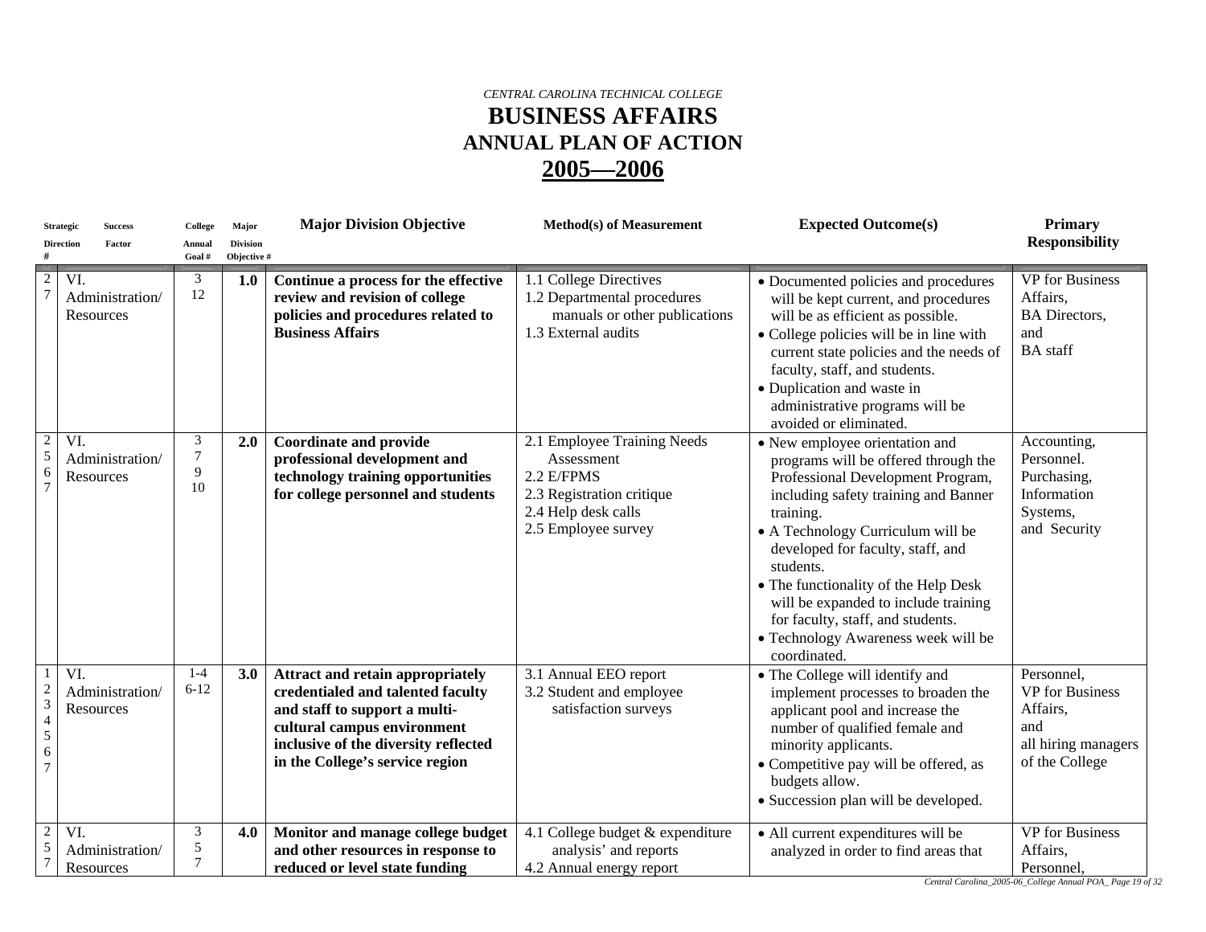*CENTRAL CAROLINA TECHNICAL COLLEGE*

# BUSINESS AFFAIRS
## ANNUAL PLAN OF ACTION
## 2005—2006

| Strategic Direction # | Success Factor | College Annual Goal # | Major Division Objective # | Major Division Objective | Method(s) of Measurement | Expected Outcome(s) | Primary Responsibility |
|---|---|---|---|---|---|---|---|
| 2<br>7 | VI. Administration/ Resources | 3<br>12 | **1.0** | **Continue a process for the effective review and revision of college policies and procedures related to Business Affairs** | 1.1 College Directives<br>1.2 Departmental procedures manuals or other publications<br>1.3 External audits | • Documented policies and procedures will be kept current, and procedures will be as efficient as possible.<br>• College policies will be in line with current state policies and the needs of faculty, staff, and students.<br>• Duplication and waste in administrative programs will be avoided or eliminated. | VP for Business Affairs, BA Directors, and BA staff |
| 2<br>5<br>6<br>7 | VI. Administration/ Resources | 3<br>7<br>9<br>10 | **2.0** | **Coordinate and provide professional development and technology training opportunities for college personnel and students** | 2.1 Employee Training Needs Assessment<br>2.2 E/FPMS<br>2.3 Registration critique<br>2.4 Help desk calls<br>2.5 Employee survey | • New employee orientation and programs will be offered through the Professional Development Program, including safety training and Banner training.<br>• A Technology Curriculum will be developed for faculty, staff, and students.<br>• The functionality of the Help Desk will be expanded to include training for faculty, staff, and students.<br>• Technology Awareness week will be coordinated. | Accounting, Personnel. Purchasing, Information Systems, and Security |
| 1<br>2<br>3<br>4<br>5<br>6<br>7 | VI. Administration/ Resources | 1-4<br>6-12 | **3.0** | **Attract and retain appropriately credentialed and talented faculty and staff to support a multi-cultural campus environment inclusive of the diversity reflected in the College's service region** | 3.1 Annual EEO report<br>3.2 Student and employee satisfaction surveys | • The College will identify and implement processes to broaden the applicant pool and increase the number of qualified female and minority applicants.<br>• Competitive pay will be offered, as budgets allow.<br>• Succession plan will be developed. | Personnel, VP for Business Affairs, and all hiring managers of the College |
| 2<br>5<br>7 | VI. Administration/ Resources | 3<br>5<br>7 | **4.0** | **Monitor and manage college budget and other resources in response to reduced or level state funding** | 4.1 College budget & expenditure analysis' and reports<br>4.2 Annual energy report | • All current expenditures will be analyzed in order to find areas that | VP for Business Affairs, Personnel, |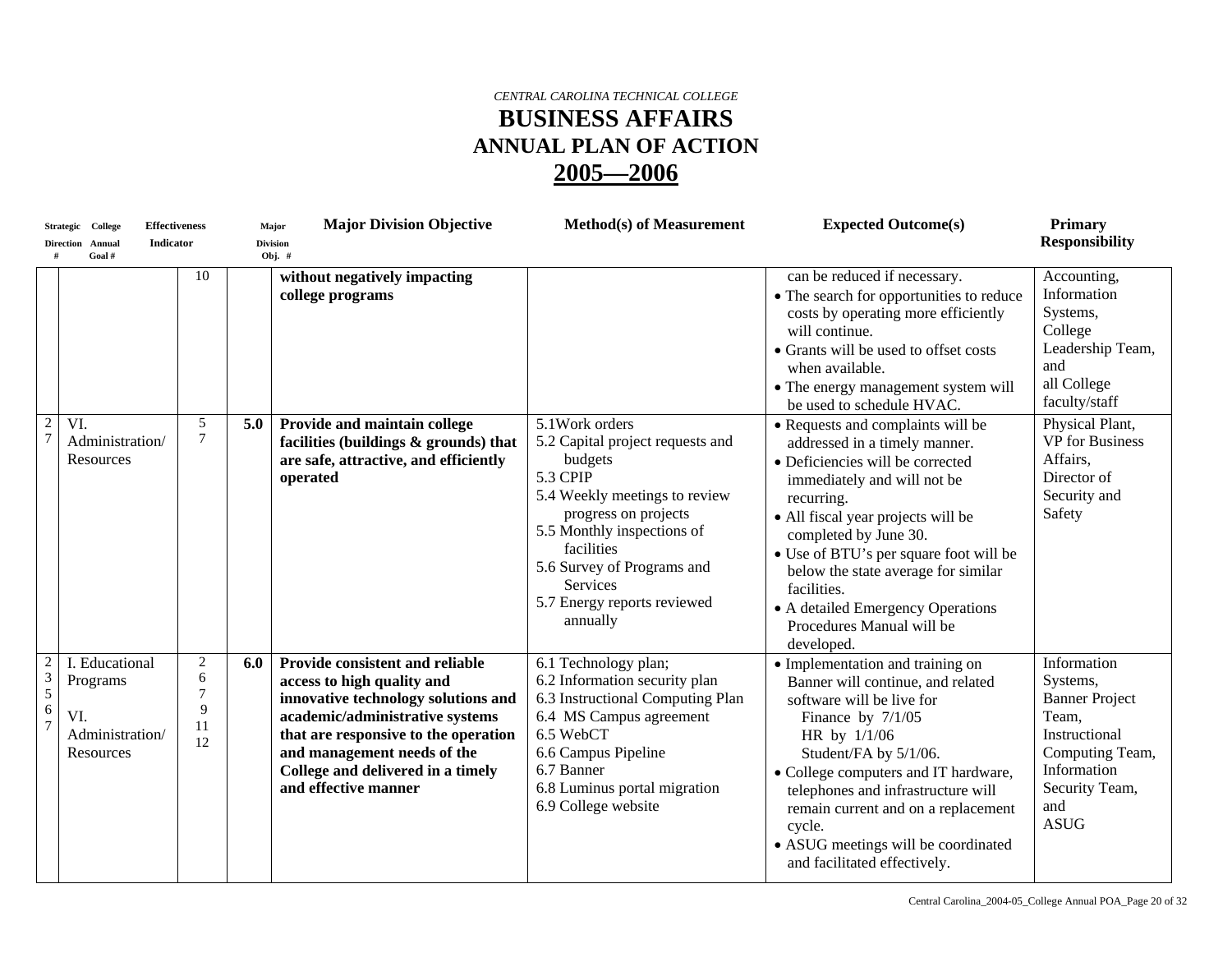*CENTRAL CAROLINA TECHNICAL COLLEGE*

# BUSINESS AFFAIRS
## ANNUAL PLAN OF ACTION
## 2005—2006

| Strategic Direction # | College Annual Goal # | Effectiveness Indicator | Major Division Obj. # | Major Division Objective | Method(s) of Measurement | Expected Outcome(s) | Primary Responsibility |
|---|---|---|---|---|---|---|---|
| | | 10 | | **without negatively impacting college programs** | | can be reduced if necessary.<br>• The search for opportunities to reduce costs by operating more efficiently will continue.<br>• Grants will be used to offset costs when available.<br>• The energy management system will be used to schedule HVAC. | Accounting, Information Systems, College Leadership Team, and all College faculty/staff |
| 2<br>7 | VI. Administration/ Resources | 5<br>7 | **5.0** | **Provide and maintain college facilities (buildings & grounds) that are safe, attractive, and efficiently operated** | 5.1Work orders<br>5.2 Capital project requests and budgets<br>5.3 CPIP<br>5.4 Weekly meetings to review progress on projects<br>5.5 Monthly inspections of facilities<br>5.6 Survey of Programs and Services<br>5.7 Energy reports reviewed annually | • Requests and complaints will be addressed in a timely manner.<br>• Deficiencies will be corrected immediately and will not be recurring.<br>• All fiscal year projects will be completed by June 30.<br>• Use of BTU's per square foot will be below the state average for similar facilities.<br>• A detailed Emergency Operations Procedures Manual will be developed. | Physical Plant, VP for Business Affairs, Director of Security and Safety |
| 2<br>3<br>5<br>6<br>7 | I. Educational Programs<br><br>VI. Administration/ Resources | 2<br>6<br>7<br>9<br>11<br>12 | **6.0** | **Provide consistent and reliable access to high quality and innovative technology solutions and academic/administrative systems that are responsive to the operation and management needs of the College and delivered in a timely and effective manner** | 6.1 Technology plan;<br>6.2 Information security plan<br>6.3 Instructional Computing Plan<br>6.4 MS Campus agreement<br>6.5 WebCT<br>6.6 Campus Pipeline<br>6.7 Banner<br>6.8 Luminus portal migration<br>6.9 College website | • Implementation and training on Banner will continue, and related software will be live for<br>Finance by 7/1/05<br>HR by 1/1/06<br>Student/FA by 5/1/06.<br>• College computers and IT hardware, telephones and infrastructure will remain current and on a replacement cycle.<br>• ASUG meetings will be coordinated and facilitated effectively. | Information Systems, Banner Project Team, Instructional Computing Team, Information Security Team, and ASUG |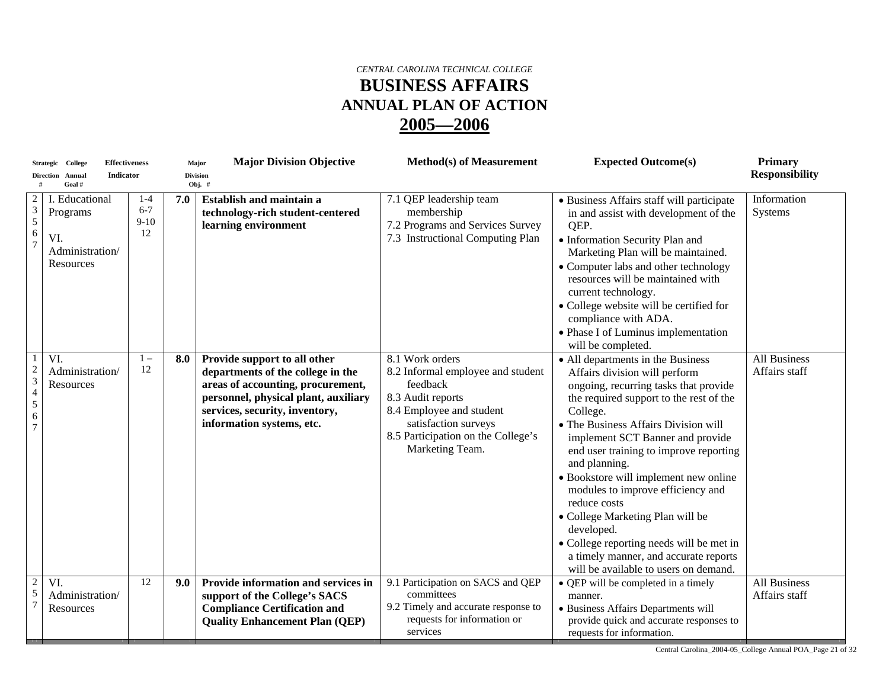*CENTRAL CAROLINA TECHNICAL COLLEGE*

# BUSINESS AFFAIRS
## ANNUAL PLAN OF ACTION
## 2005—2006

| Strategic Direction # | College Annual Goal # | Effectiveness Indicator | Major Division Obj. # | Major Division Objective | Method(s) of Measurement | Expected Outcome(s) | Primary Responsibility |
|---|---|---|---|---|---|---|---|
| 2<br>3<br>5<br>6<br>7 | I. Educational Programs<br><br>VI. Administration/ Resources | 1-4<br>6-7<br>9-10<br>12 | **7.0** | **Establish and maintain a technology-rich student-centered learning environment** | 7.1 QEP leadership team membership<br>7.2 Programs and Services Survey<br>7.3 Instructional Computing Plan | • Business Affairs staff will participate in and assist with development of the QEP.<br>• Information Security Plan and Marketing Plan will be maintained.<br>• Computer labs and other technology resources will be maintained with current technology.<br>• College website will be certified for compliance with ADA.<br>• Phase I of Luminus implementation will be completed. | Information Systems |
| 1<br>2<br>3<br>4<br>5<br>6<br>7 | VI. Administration/ Resources | 1 – 12 | **8.0** | **Provide support to all other departments of the college in the areas of accounting, procurement, personnel, physical plant, auxiliary services, security, inventory, information systems, etc.** | 8.1 Work orders<br>8.2 Informal employee and student feedback<br>8.3 Audit reports<br>8.4 Employee and student satisfaction surveys<br>8.5 Participation on the College's Marketing Team. | • All departments in the Business Affairs division will perform ongoing, recurring tasks that provide the required support to the rest of the College.<br>• The Business Affairs Division will implement SCT Banner and provide end user training to improve reporting and planning.<br>• Bookstore will implement new online modules to improve efficiency and reduce costs<br>• College Marketing Plan will be developed.<br>• College reporting needs will be met in a timely manner, and accurate reports will be available to users on demand. | All Business Affairs staff |
| 2<br>5<br>7 | VI. Administration/ Resources | 12 | **9.0** | **Provide information and services in support of the College's SACS Compliance Certification and Quality Enhancement Plan (QEP)** | 9.1 Participation on SACS and QEP committees<br>9.2 Timely and accurate response to requests for information or services | • QEP will be completed in a timely manner.<br>• Business Affairs Departments will provide quick and accurate responses to requests for information. | All Business Affairs staff |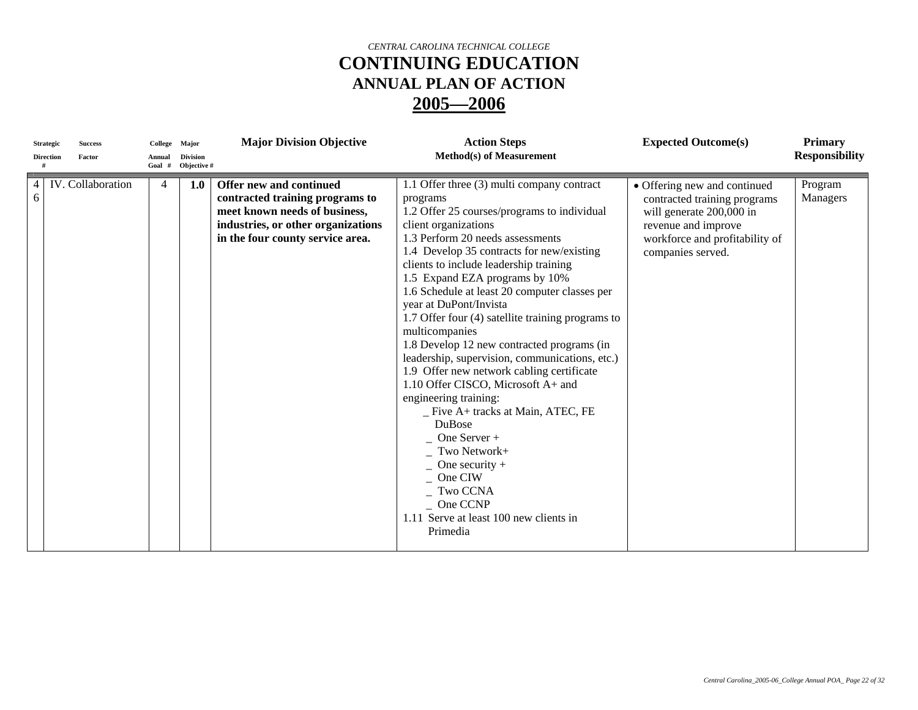*CENTRAL CAROLINA TECHNICAL COLLEGE*

# CONTINUING EDUCATION

## ANNUAL PLAN OF ACTION

## 2005—2006

| Strategic Direction # | Success Factor | College Annual Goal # | Major Division Objective # | Major Division Objective | Action Steps Method(s) of Measurement | Expected Outcome(s) | Primary Responsibility |
|---|---|---|---|---|---|---|---|
| 4 6 | IV. Collaboration | 4 | **1.0** | **Offer new and continued contracted training programs to meet known needs of business, industries, or other organizations in the four county service area.** | 1.1 Offer three (3) multi company contract programs<br>1.2 Offer 25 courses/programs to individual client organizations<br>1.3 Perform 20 needs assessments<br>1.4 Develop 35 contracts for new/existing clients to include leadership training<br>1.5 Expand EZA programs by 10%<br>1.6 Schedule at least 20 computer classes per year at DuPont/Invista<br>1.7 Offer four (4) satellite training programs to multicompanies<br>1.8 Develop 12 new contracted programs (in leadership, supervision, communications, etc.)<br>1.9 Offer new network cabling certificate<br>1.10 Offer CISCO, Microsoft A+ and engineering training:<br>_ Five A+ tracks at Main, ATEC, FE DuBose<br>_ One Server +<br>_ Two Network+<br>_ One security +<br>_ One CIW<br>_ Two CCNA<br>_ One CCNP<br>1.11 Serve at least 100 new clients in Primedia | • Offering new and continued contracted training programs will generate 200,000 in revenue and improve workforce and profitability of companies served. | Program Managers |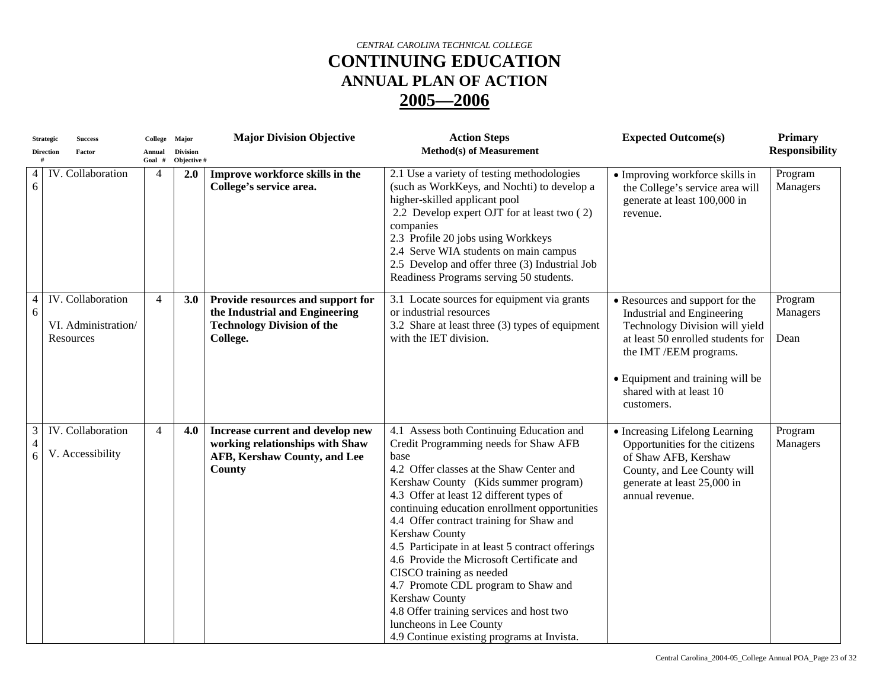*CENTRAL CAROLINA TECHNICAL COLLEGE*

# CONTINUING EDUCATION

## ANNUAL PLAN OF ACTION

## 2005—2006

| Strategic Direction # | Success Factor | College Annual Goal # | Major Division Objective # | Major Division Objective | Action Steps Method(s) of Measurement | Expected Outcome(s) | Primary Responsibility |
|---|---|---|---|---|---|---|---|
| 4 6 | IV. Collaboration | 4 | **2.0** | **Improve workforce skills in the College's service area.** | 2.1 Use a variety of testing methodologies (such as WorkKeys, and Nochti) to develop a higher-skilled applicant pool<br>2.2 Develop expert OJT for at least two ( 2) companies<br>2.3 Profile 20 jobs using Workkeys<br>2.4 Serve WIA students on main campus<br>2.5 Develop and offer three (3) Industrial Job Readiness Programs serving 50 students. | • Improving workforce skills in the College's service area will generate at least 100,000 in revenue. | Program Managers |
| 4 6 | IV. Collaboration<br><br>VI. Administration/ Resources | 4 | **3.0** | **Provide resources and support for the Industrial and Engineering Technology Division of the College.** | 3.1 Locate sources for equipment via grants or industrial resources<br>3.2 Share at least three (3) types of equipment with the IET division. | • Resources and support for the Industrial and Engineering Technology Division will yield at least 50 enrolled students for the IMT /EEM programs.<br><br>• Equipment and training will be shared with at least 10 customers. | Program Managers<br><br>Dean |
| 3 4 6 | IV. Collaboration<br><br>V. Accessibility | 4 | **4.0** | **Increase current and develop new working relationships with Shaw AFB, Kershaw County, and Lee County** | 4.1 Assess both Continuing Education and Credit Programming needs for Shaw AFB base<br>4.2 Offer classes at the Shaw Center and Kershaw County (Kids summer program)<br>4.3 Offer at least 12 different types of continuing education enrollment opportunities<br>4.4 Offer contract training for Shaw and Kershaw County<br>4.5 Participate in at least 5 contract offerings<br>4.6 Provide the Microsoft Certificate and CISCO training as needed<br>4.7 Promote CDL program to Shaw and Kershaw County<br>4.8 Offer training services and host two luncheons in Lee County<br>4.9 Continue existing programs at Invista. | • Increasing Lifelong Learning Opportunities for the citizens of Shaw AFB, Kershaw County, and Lee County will generate at least 25,000 in annual revenue. | Program Managers |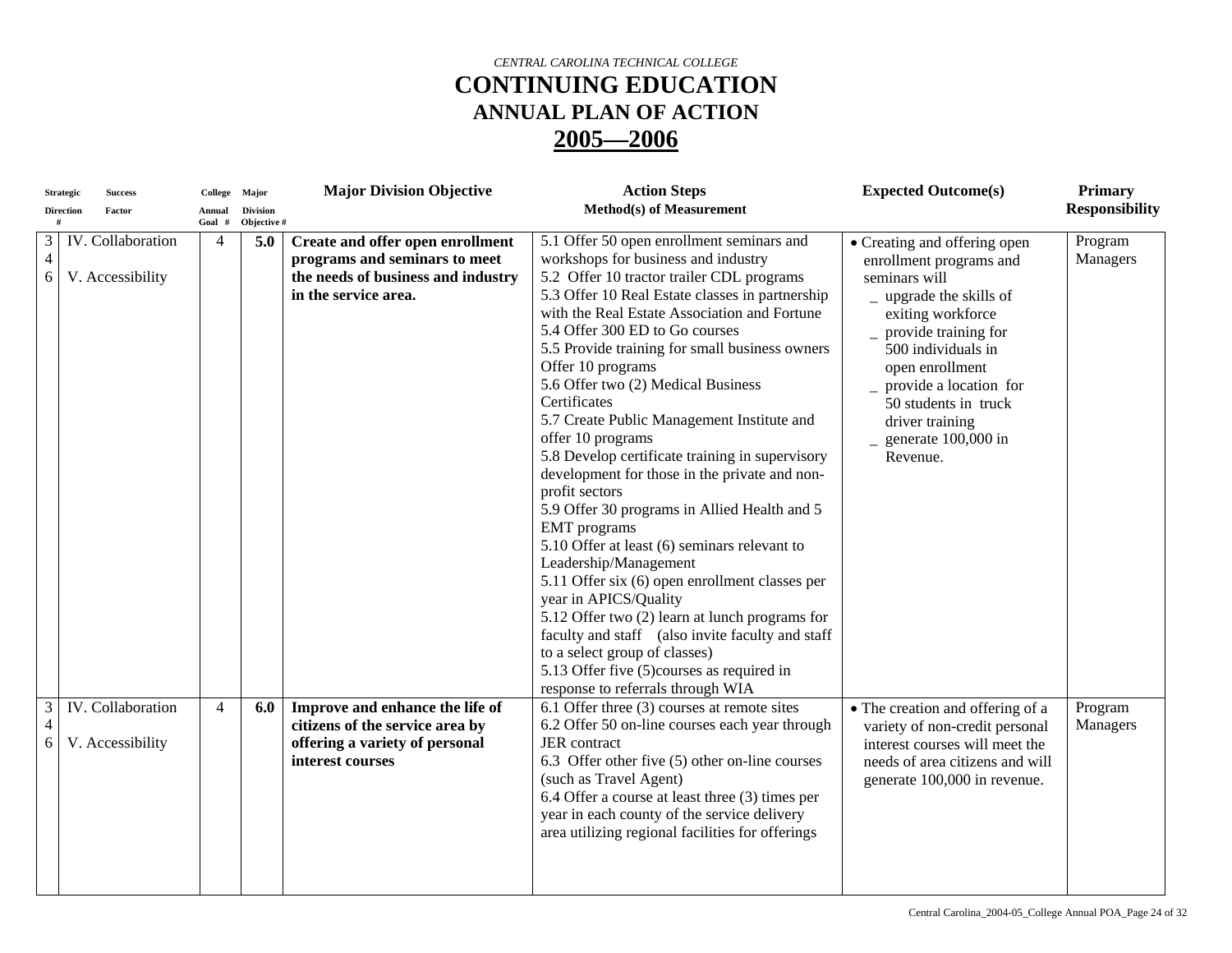*CENTRAL CAROLINA TECHNICAL COLLEGE*

# CONTINUING EDUCATION

## ANNUAL PLAN OF ACTION

## 2005—2006

| Strategic Direction # | Success Factor | College Annual Goal # | Major Division Objective # | Major Division Objective | Action Steps Method(s) of Measurement | Expected Outcome(s) | Primary Responsibility |
|---|---|---|---|---|---|---|---|
| 3 4 6 | IV. Collaboration<br>V. Accessibility | 4 | **5.0** | **Create and offer open enrollment programs and seminars to meet the needs of business and industry in the service area.** | 5.1 Offer 50 open enrollment seminars and workshops for business and industry<br>5.2 Offer 10 tractor trailer CDL programs<br>5.3 Offer 10 Real Estate classes in partnership with the Real Estate Association and Fortune<br>5.4 Offer 300 ED to Go courses<br>5.5 Provide training for small business owners Offer 10 programs<br>5.6 Offer two (2) Medical Business Certificates<br>5.7 Create Public Management Institute and offer 10 programs<br>5.8 Develop certificate training in supervisory development for those in the private and non-profit sectors<br>5.9 Offer 30 programs in Allied Health and 5 EMT programs<br>5.10 Offer at least (6) seminars relevant to Leadership/Management<br>5.11 Offer six (6) open enrollment classes per year in APICS/Quality<br>5.12 Offer two (2) learn at lunch programs for faculty and staff (also invite faculty and staff to a select group of classes)<br>5.13 Offer five (5)courses as required in response to referrals through WIA | • Creating and offering open enrollment programs and seminars will<br>_ upgrade the skills of exiting workforce<br>_ provide training for 500 individuals in open enrollment<br>_ provide a location for 50 students in truck driver training<br>_ generate 100,000 in Revenue. | Program Managers |
| 3 4 6 | IV. Collaboration<br>V. Accessibility | 4 | **6.0** | **Improve and enhance the life of citizens of the service area by offering a variety of personal interest courses** | 6.1 Offer three (3) courses at remote sites<br>6.2 Offer 50 on-line courses each year through JER contract<br>6.3 Offer other five (5) other on-line courses (such as Travel Agent)<br>6.4 Offer a course at least three (3) times per year in each county of the service delivery area utilizing regional facilities for offerings | • The creation and offering of a variety of non-credit personal interest courses will meet the needs of area citizens and will generate 100,000 in revenue. | Program Managers |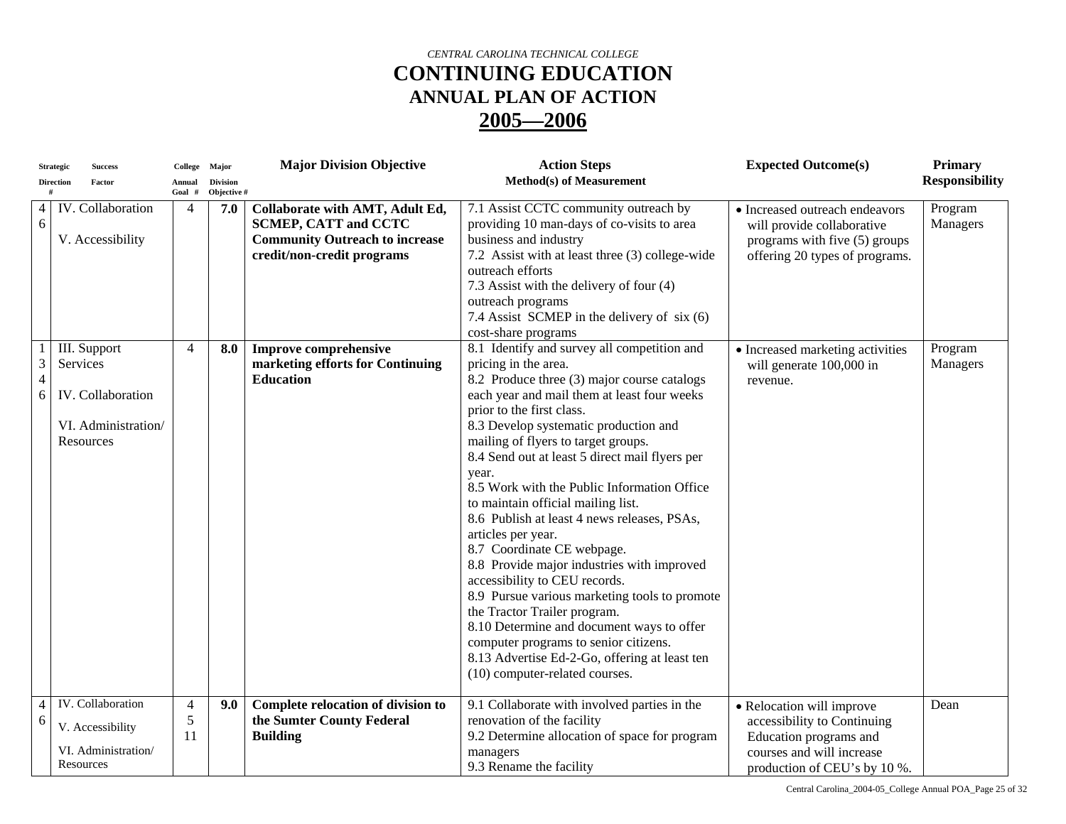*CENTRAL CAROLINA TECHNICAL COLLEGE*

# CONTINUING EDUCATION

## ANNUAL PLAN OF ACTION

## 2005—2006

| Strategic Direction # | Success Factor | College Annual Goal # | Major Division Objective # | Major Division Objective | Action Steps Method(s) of Measurement | Expected Outcome(s) | Primary Responsibility |
|---|---|---|---|---|---|---|---|
| 4<br>6 | IV. Collaboration<br><br>V. Accessibility | 4 | **7.0** | **Collaborate with AMT, Adult Ed, SCMEP, CATT and CCTC Community Outreach to increase credit/non-credit programs** | 7.1 Assist CCTC community outreach by providing 10 man-days of co-visits to area business and industry<br>7.2 Assist with at least three (3) college-wide outreach efforts<br>7.3 Assist with the delivery of four (4) outreach programs<br>7.4 Assist SCMEP in the delivery of six (6) cost-share programs | • Increased outreach endeavors will provide collaborative programs with five (5) groups offering 20 types of programs. | Program Managers |
| 1<br>3<br>4<br>6 | III. Support Services<br><br>IV. Collaboration<br><br>VI. Administration/ Resources | 4 | **8.0** | **Improve comprehensive marketing efforts for Continuing Education** | 8.1 Identify and survey all competition and pricing in the area.<br>8.2 Produce three (3) major course catalogs each year and mail them at least four weeks prior to the first class.<br>8.3 Develop systematic production and mailing of flyers to target groups.<br>8.4 Send out at least 5 direct mail flyers per year.<br>8.5 Work with the Public Information Office to maintain official mailing list.<br>8.6 Publish at least 4 news releases, PSAs, articles per year.<br>8.7 Coordinate CE webpage.<br>8.8 Provide major industries with improved accessibility to CEU records.<br>8.9 Pursue various marketing tools to promote the Tractor Trailer program.<br>8.10 Determine and document ways to offer computer programs to senior citizens.<br>8.13 Advertise Ed-2-Go, offering at least ten (10) computer-related courses. | • Increased marketing activities will generate 100,000 in revenue. | Program Managers |
| 4<br>6 | IV. Collaboration<br><br>V. Accessibility<br><br>VI. Administration/ Resources | 4<br>5<br>11 | **9.0** | **Complete relocation of division to the Sumter County Federal Building** | 9.1 Collaborate with involved parties in the renovation of the facility<br>9.2 Determine allocation of space for program managers<br>9.3 Rename the facility | • Relocation will improve accessibility to Continuing Education programs and courses and will increase production of CEU's by 10 %. | Dean |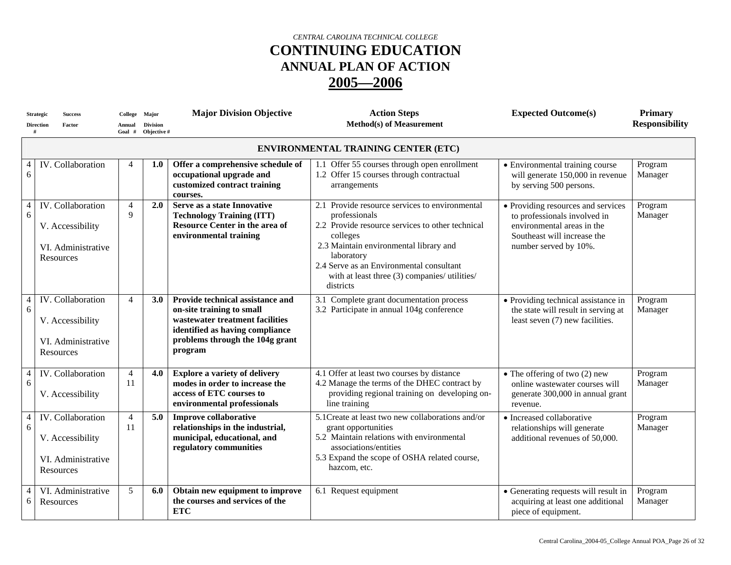*CENTRAL CAROLINA TECHNICAL COLLEGE*

# CONTINUING EDUCATION

## ANNUAL PLAN OF ACTION

## 2005—2006

| Strategic Direction # | Success Factor | College Annual Goal # | Major Division Objective # | Major Division Objective | Action Steps Method(s) of Measurement | Expected Outcome(s) | Primary Responsibility |
|---|---|---|---|---|---|---|---|
| **ENVIRONMENTAL TRAINING CENTER (ETC)** | | | | | | | |
| 4 6 | IV. Collaboration | 4 | **1.0** | **Offer a comprehensive schedule of occupational upgrade and customized contract training courses.** | 1.1 Offer 55 courses through open enrollment<br>1.2 Offer 15 courses through contractual arrangements | • Environmental training course will generate 150,000 in revenue by serving 500 persons. | Program Manager |
| 4 6 | IV. Collaboration<br><br>V. Accessibility<br><br>VI. Administrative Resources | 4 9 | **2.0** | **Serve as a state Innovative Technology Training (ITT) Resource Center in the area of environmental training** | 2.1 Provide resource services to environmental professionals<br>2.2 Provide resource services to other technical colleges<br>2.3 Maintain environmental library and laboratory<br>2.4 Serve as an Environmental consultant with at least three (3) companies/ utilities/ districts | • Providing resources and services to professionals involved in environmental areas in the Southeast will increase the number served by 10%. | Program Manager |
| 4 6 | IV. Collaboration<br><br>V. Accessibility<br><br>VI. Administrative Resources | 4 | **3.0** | **Provide technical assistance and on-site training to small wastewater treatment facilities identified as having compliance problems through the 104g grant program** | 3.1 Complete grant documentation process<br>3.2 Participate in annual 104g conference | • Providing technical assistance in the state will result in serving at least seven (7) new facilities. | Program Manager |
| 4 6 | IV. Collaboration<br><br>V. Accessibility | 4 11 | **4.0** | **Explore a variety of delivery modes in order to increase the access of ETC courses to environmental professionals** | 4.1 Offer at least two courses by distance<br>4.2 Manage the terms of the DHEC contract by providing regional training on developing on-line training | • The offering of two (2) new online wastewater courses will generate 300,000 in annual grant revenue. | Program Manager |
| 4 6 | IV. Collaboration<br><br>V. Accessibility<br><br>VI. Administrative Resources | 4 11 | **5.0** | **Improve collaborative relationships in the industrial, municipal, educational, and regulatory communities** | 5.1Create at least two new collaborations and/or grant opportunities<br>5.2 Maintain relations with environmental associations/entities<br>5.3 Expand the scope of OSHA related course, hazcom, etc. | • Increased collaborative relationships will generate additional revenues of 50,000. | Program Manager |
| 4 6 | VI. Administrative Resources | 5 | **6.0** | **Obtain new equipment to improve the courses and services of the ETC** | 6.1 Request equipment | • Generating requests will result in acquiring at least one additional piece of equipment. | Program Manager |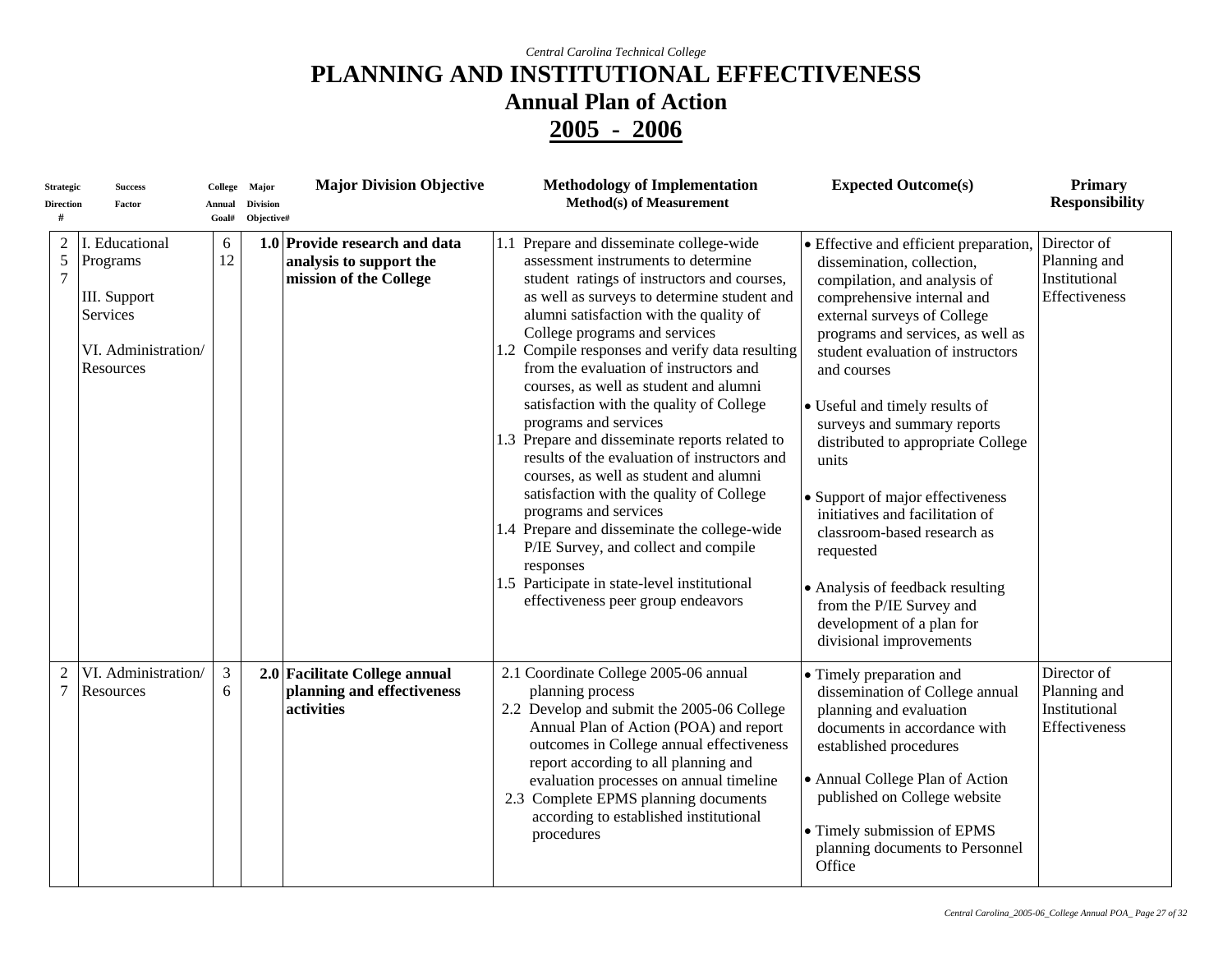*Central Carolina Technical College*

# PLANNING AND INSTITUTIONAL EFFECTIVENESS

## Annual Plan of Action

## 2005 - 2006

| Strategic Direction # | Success Factor | College Annual Goal# | Major Division Objective# | Major Division Objective | Methodology of Implementation Method(s) of Measurement | Expected Outcome(s) | Primary Responsibility |
|---|---|---|---|---|---|---|---|
| 2<br>5<br>7 | I. Educational Programs<br><br>III. Support Services<br><br>VI. Administration/ Resources | 6<br>12 | **1.0** | **Provide research and data analysis to support the mission of the College** | 1.1 Prepare and disseminate college-wide assessment instruments to determine student ratings of instructors and courses, as well as surveys to determine student and alumni satisfaction with the quality of College programs and services<br>1.2 Compile responses and verify data resulting from the evaluation of instructors and courses, as well as student and alumni satisfaction with the quality of College programs and services<br>1.3 Prepare and disseminate reports related to results of the evaluation of instructors and courses, as well as student and alumni satisfaction with the quality of College programs and services<br>1.4 Prepare and disseminate the college-wide P/IE Survey, and collect and compile responses<br>1.5 Participate in state-level institutional effectiveness peer group endeavors | • Effective and efficient preparation, dissemination, collection, compilation, and analysis of comprehensive internal and external surveys of College programs and services, as well as student evaluation of instructors and courses<br><br>• Useful and timely results of surveys and summary reports distributed to appropriate College units<br><br>• Support of major effectiveness initiatives and facilitation of classroom-based research as requested<br><br>• Analysis of feedback resulting from the P/IE Survey and development of a plan for divisional improvements | Director of Planning and Institutional Effectiveness |
| 2<br>7 | VI. Administration/ Resources | 3<br>6 | **2.0** | **Facilitate College annual planning and effectiveness activities** | 2.1 Coordinate College 2005-06 annual planning process<br>2.2 Develop and submit the 2005-06 College Annual Plan of Action (POA) and report outcomes in College annual effectiveness report according to all planning and evaluation processes on annual timeline<br>2.3 Complete EPMS planning documents according to established institutional procedures | • Timely preparation and dissemination of College annual planning and evaluation documents in accordance with established procedures<br><br>• Annual College Plan of Action published on College website<br><br>• Timely submission of EPMS planning documents to Personnel Office | Director of Planning and Institutional Effectiveness |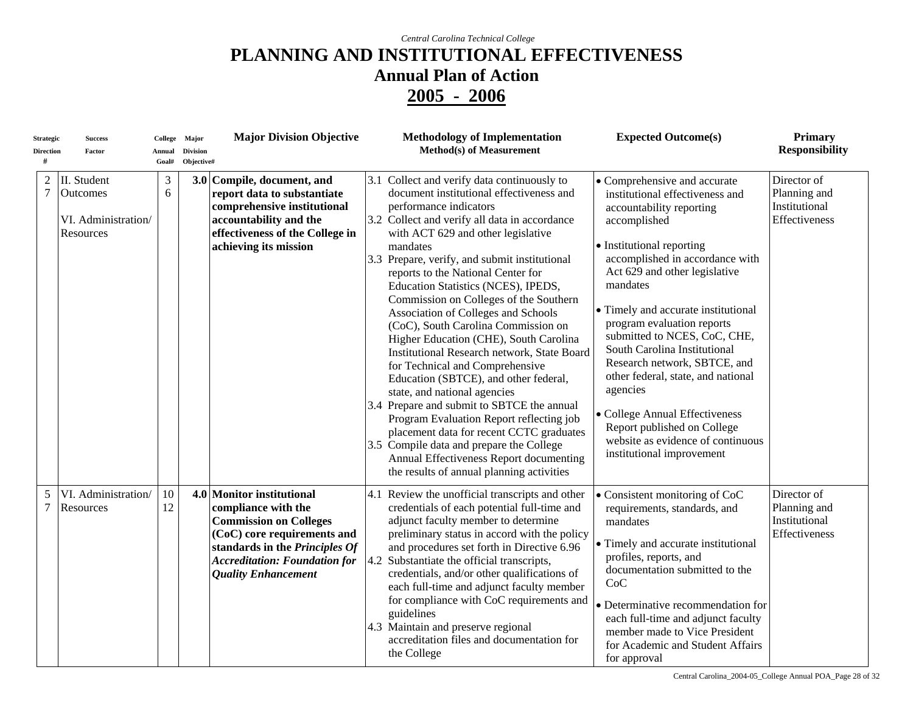*Central Carolina Technical College*

# PLANNING AND INSTITUTIONAL EFFECTIVENESS

## Annual Plan of Action

## 2005 - 2006

| Strategic Direction # | Success Factor | College Annual Goal# | Major Division Objective# | Major Division Objective | Methodology of Implementation Method(s) of Measurement | Expected Outcome(s) | Primary Responsibility |
|---|---|---|---|---|---|---|---|
| 2<br>7 | II. Student Outcomes<br><br>VI. Administration/ Resources | 3<br>6 | **3.0** | **Compile, document, and report data to substantiate comprehensive institutional accountability and the effectiveness of the College in achieving its mission** | 3.1 Collect and verify data continuously to document institutional effectiveness and performance indicators<br>3.2 Collect and verify all data in accordance with ACT 629 and other legislative mandates<br>3.3 Prepare, verify, and submit institutional reports to the National Center for Education Statistics (NCES), IPEDS, Commission on Colleges of the Southern Association of Colleges and Schools (CoC), South Carolina Commission on Higher Education (CHE), South Carolina Institutional Research network, State Board for Technical and Comprehensive Education (SBTCE), and other federal, state, and national agencies<br>3.4 Prepare and submit to SBTCE the annual Program Evaluation Report reflecting job placement data for recent CCTC graduates<br>3.5 Compile data and prepare the College Annual Effectiveness Report documenting the results of annual planning activities | • Comprehensive and accurate institutional effectiveness and accountability reporting accomplished<br><br>• Institutional reporting accomplished in accordance with Act 629 and other legislative mandates<br><br>• Timely and accurate institutional program evaluation reports submitted to NCES, CoC, CHE, South Carolina Institutional Research network, SBTCE, and other federal, state, and national agencies<br><br>• College Annual Effectiveness Report published on College website as evidence of continuous institutional improvement | Director of Planning and Institutional Effectiveness |
| 5<br>7 | VI. Administration/ Resources | 10<br>12 | **4.0** | **Monitor institutional compliance with the Commission on Colleges (CoC) core requirements and standards in the *Principles Of Accreditation: Foundation for Quality Enhancement*** | 4.1 Review the unofficial transcripts and other credentials of each potential full-time and adjunct faculty member to determine preliminary status in accord with the policy and procedures set forth in Directive 6.96<br>4.2 Substantiate the official transcripts, credentials, and/or other qualifications of each full-time and adjunct faculty member for compliance with CoC requirements and guidelines<br>4.3 Maintain and preserve regional accreditation files and documentation for the College | • Consistent monitoring of CoC requirements, standards, and mandates<br><br>• Timely and accurate institutional profiles, reports, and documentation submitted to the CoC<br><br>• Determinative recommendation for each full-time and adjunct faculty member made to Vice President for Academic and Student Affairs for approval | Director of Planning and Institutional Effectiveness |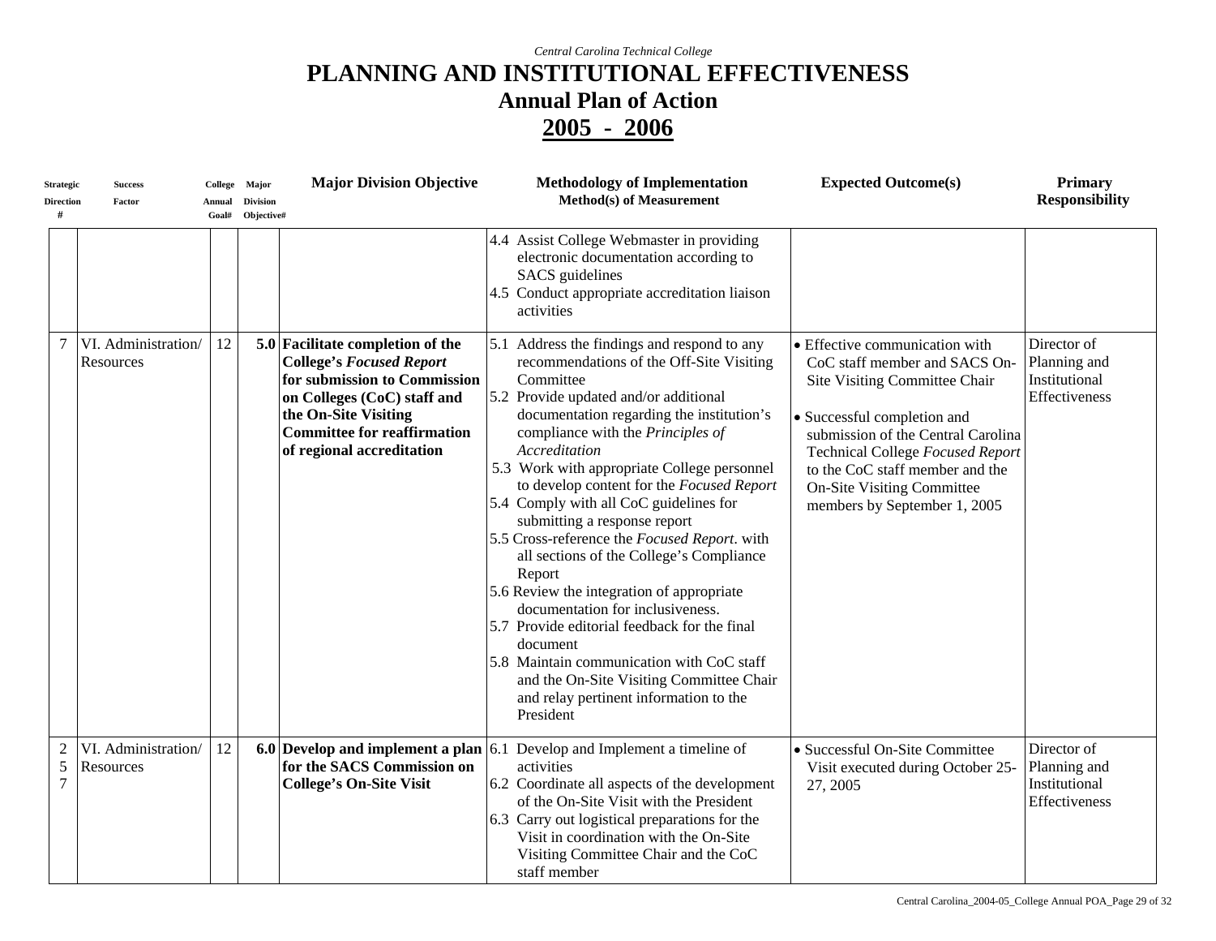*Central Carolina Technical College*

# PLANNING AND INSTITUTIONAL EFFECTIVENESS

## Annual Plan of Action

## 2005 - 2006

| Strategic Direction # | Success Factor | College Annual Goal# | Major Division Objective# | Major Division Objective | Methodology of Implementation Method(s) of Measurement | Expected Outcome(s) | Primary Responsibility |
|---|---|---|---|---|---|---|---|
| | | | | | 4.4 Assist College Webmaster in providing electronic documentation according to SACS guidelines<br>4.5 Conduct appropriate accreditation liaison activities | | |
| 7 | VI. Administration/ Resources | 12 | **5.0** | **Facilitate completion of the College's *Focused Report* for submission to Commission on Colleges (CoC) staff and the On-Site Visiting Committee for reaffirmation of regional accreditation** | 5.1 Address the findings and respond to any recommendations of the Off-Site Visiting Committee<br>5.2 Provide updated and/or additional documentation regarding the institution's compliance with the *Principles of Accreditation*<br>5.3 Work with appropriate College personnel to develop content for the *Focused Report*<br>5.4 Comply with all CoC guidelines for submitting a response report<br>5.5 Cross-reference the *Focused Report*. with all sections of the College's Compliance Report<br>5.6 Review the integration of appropriate documentation for inclusiveness.<br>5.7 Provide editorial feedback for the final document<br>5.8 Maintain communication with CoC staff and the On-Site Visiting Committee Chair and relay pertinent information to the President | • Effective communication with CoC staff member and SACS On-Site Visiting Committee Chair<br>• Successful completion and submission of the Central Carolina Technical College *Focused Report* to the CoC staff member and the On-Site Visiting Committee members by September 1, 2005 | Director of Planning and Institutional Effectiveness |
| 2<br>5<br>7 | VI. Administration/ Resources | 12 | **6.0** | **Develop and implement a plan for the SACS Commission on College's On-Site Visit** | 6.1 Develop and Implement a timeline of activities<br>6.2 Coordinate all aspects of the development of the On-Site Visit with the President<br>6.3 Carry out logistical preparations for the Visit in coordination with the On-Site Visiting Committee Chair and the CoC staff member | • Successful On-Site Committee Visit executed during October 25-27, 2005 | Director of Planning and Institutional Effectiveness |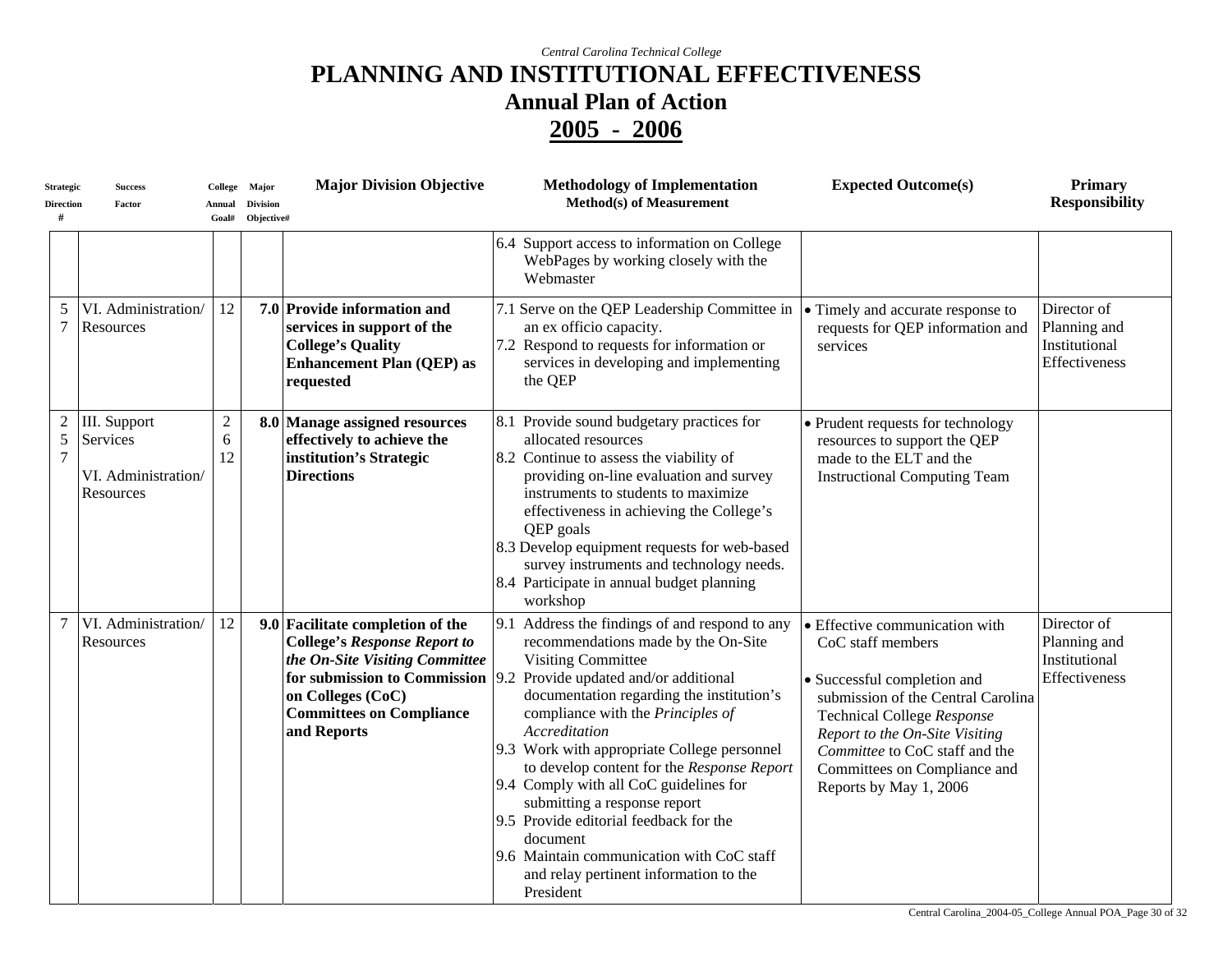*Central Carolina Technical College*

# PLANNING AND INSTITUTIONAL EFFECTIVENESS

## Annual Plan of Action

## 2005 - 2006

| Strategic Direction # | Success Factor | College Annual Goal# | Major Division Objective# | Major Division Objective | Methodology of Implementation Method(s) of Measurement | Expected Outcome(s) | Primary Responsibility |
|---|---|---|---|---|---|---|---|
| | | | | | 6.4 Support access to information on College WebPages by working closely with the Webmaster | | |
| 5<br>7 | VI. Administration/ Resources | 12 | **7.0** | **Provide information and services in support of the College's Quality Enhancement Plan (QEP) as requested** | 7.1 Serve on the QEP Leadership Committee in an ex officio capacity.<br>7.2 Respond to requests for information or services in developing and implementing the QEP | • Timely and accurate response to requests for QEP information and services | Director of Planning and Institutional Effectiveness |
| 2<br>5<br>7 | III. Support Services<br><br>VI. Administration/ Resources | 2<br>6<br>12 | **8.0** | **Manage assigned resources effectively to achieve the institution's Strategic Directions** | 8.1 Provide sound budgetary practices for allocated resources<br>8.2 Continue to assess the viability of providing on-line evaluation and survey instruments to students to maximize effectiveness in achieving the College's QEP goals<br>8.3 Develop equipment requests for web-based survey instruments and technology needs.<br>8.4 Participate in annual budget planning workshop | • Prudent requests for technology resources to support the QEP made to the ELT and the Instructional Computing Team | |
| 7 | VI. Administration/ Resources | 12 | **9.0** | **Facilitate completion of the College's *Response Report to the On-Site Visiting Committee* for submission to Commission on Colleges (CoC) Committees on Compliance and Reports** | 9.1 Address the findings of and respond to any recommendations made by the On-Site Visiting Committee<br>9.2 Provide updated and/or additional documentation regarding the institution's compliance with the *Principles of Accreditation*<br>9.3 Work with appropriate College personnel to develop content for the *Response Report*<br>9.4 Comply with all CoC guidelines for submitting a response report<br>9.5 Provide editorial feedback for the document<br>9.6 Maintain communication with CoC staff and relay pertinent information to the President | • Effective communication with CoC staff members<br><br>• Successful completion and submission of the Central Carolina Technical College *Response Report to the On-Site Visiting Committee* to CoC staff and the Committees on Compliance and Reports by May 1, 2006 | Director of Planning and Institutional Effectiveness |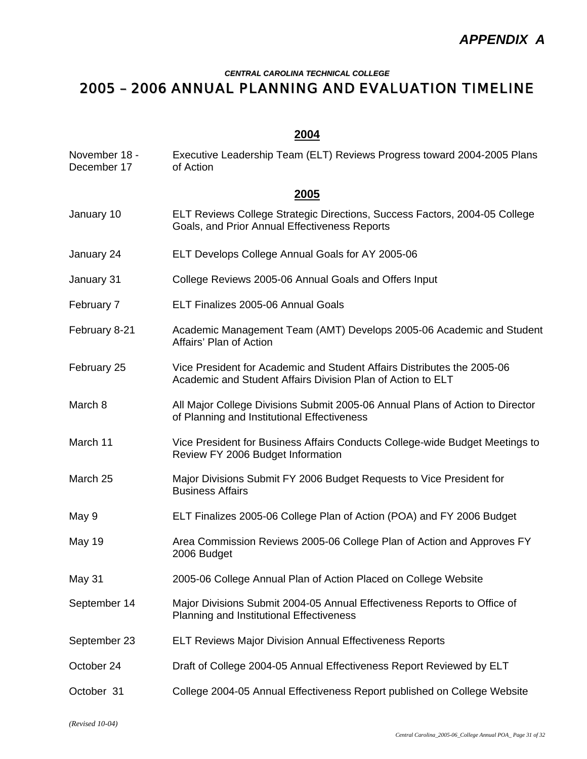***APPENDIX A***

***CENTRAL CAROLINA TECHNICAL COLLEGE***

# 2005 – 2006 ANNUAL PLANNING AND EVALUATION TIMELINE

## 2004

| | |
|---|---|
| November 18 - December 17 | Executive Leadership Team (ELT) Reviews Progress toward 2004-2005 Plans of Action |

## 2005

| | |
|---|---|
| January 10 | ELT Reviews College Strategic Directions, Success Factors, 2004-05 College Goals, and Prior Annual Effectiveness Reports |
| January 24 | ELT Develops College Annual Goals for AY 2005-06 |
| January 31 | College Reviews 2005-06 Annual Goals and Offers Input |
| February 7 | ELT Finalizes 2005-06 Annual Goals |
| February 8-21 | Academic Management Team (AMT) Develops 2005-06 Academic and Student Affairs' Plan of Action |
| February 25 | Vice President for Academic and Student Affairs Distributes the 2005-06 Academic and Student Affairs Division Plan of Action to ELT |
| March 8 | All Major College Divisions Submit 2005-06 Annual Plans of Action to Director of Planning and Institutional Effectiveness |
| March 11 | Vice President for Business Affairs Conducts College-wide Budget Meetings to Review FY 2006 Budget Information |
| March 25 | Major Divisions Submit FY 2006 Budget Requests to Vice President for Business Affairs |
| May 9 | ELT Finalizes 2005-06 College Plan of Action (POA) and FY 2006 Budget |
| May 19 | Area Commission Reviews 2005-06 College Plan of Action and Approves FY 2006 Budget |
| May 31 | 2005-06 College Annual Plan of Action Placed on College Website |
| September 14 | Major Divisions Submit 2004-05 Annual Effectiveness Reports to Office of Planning and Institutional Effectiveness |
| September 23 | ELT Reviews Major Division Annual Effectiveness Reports |
| October 24 | Draft of College 2004-05 Annual Effectiveness Report Reviewed by ELT |
| October 31 | College 2004-05 Annual Effectiveness Report published on College Website |

*(Revised 10-04)*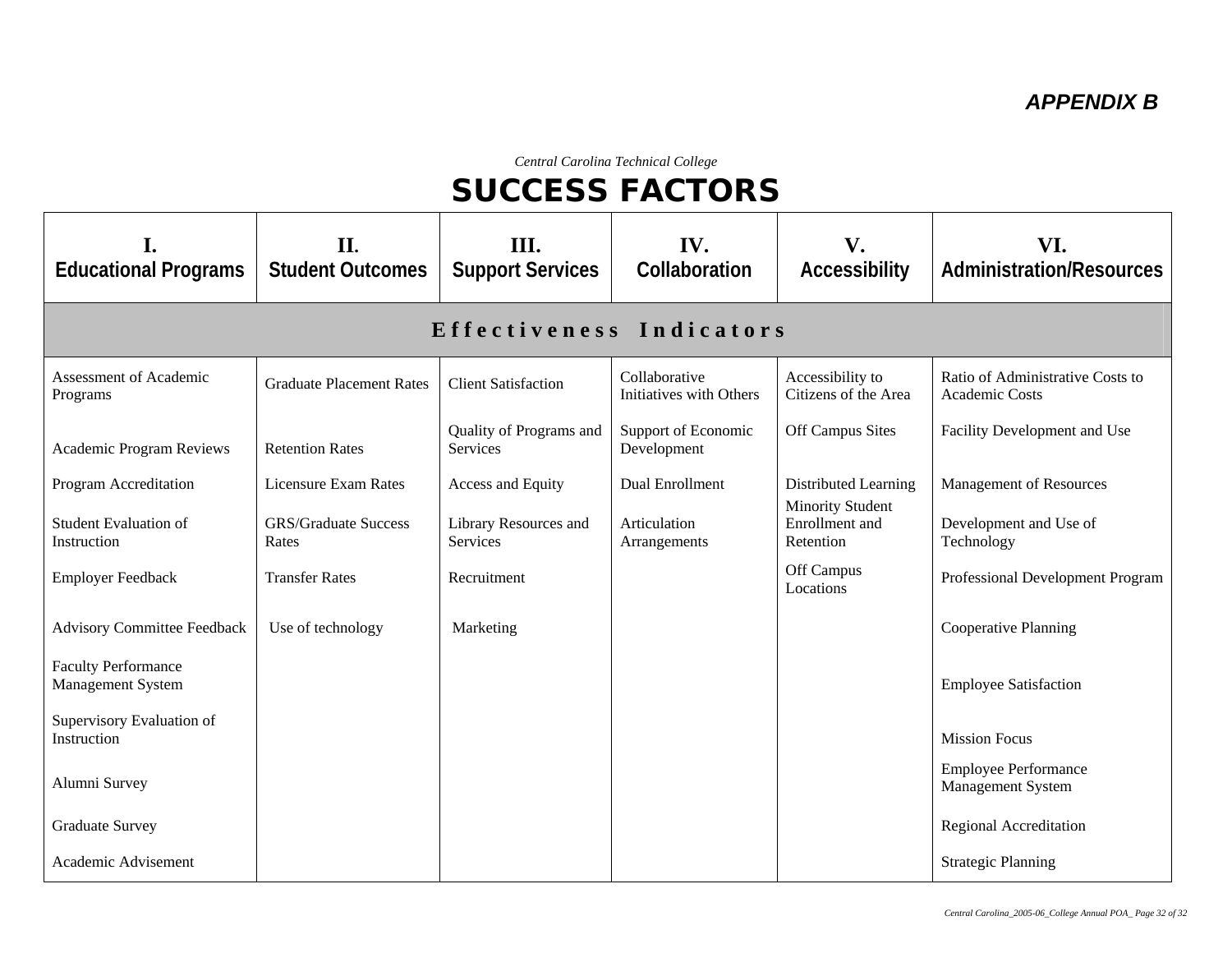***APPENDIX B***

*Central Carolina Technical College*

# SUCCESS FACTORS

| I. Educational Programs | II. Student Outcomes | III. Support Services | IV. Collaboration | V. Accessibility | VI. Administration/Resources |
|---|---|---|---|---|---|
| **Effectiveness Indicators** | | | | | |
| Assessment of Academic Programs | Graduate Placement Rates | Client Satisfaction | Collaborative Initiatives with Others | Accessibility to Citizens of the Area | Ratio of Administrative Costs to Academic Costs |
| Academic Program Reviews | Retention Rates | Quality of Programs and Services | Support of Economic Development | Off Campus Sites | Facility Development and Use |
| Program Accreditation | Licensure Exam Rates | Access and Equity | Dual Enrollment | Distributed Learning | Management of Resources |
| Student Evaluation of Instruction | GRS/Graduate Success Rates | Library Resources and Services | Articulation Arrangements | Minority Student Enrollment and Retention | Development and Use of Technology |
| Employer Feedback | Transfer Rates | Recruitment | | Off Campus Locations | Professional Development Program |
| Advisory Committee Feedback | Use of technology | Marketing | | | Cooperative Planning |
| Faculty Performance Management System | | | | | Employee Satisfaction |
| Supervisory Evaluation of Instruction | | | | | Mission Focus |
| Alumni Survey | | | | | Employee Performance Management System |
| Graduate Survey | | | | | Regional Accreditation |
| Academic Advisement | | | | | Strategic Planning |